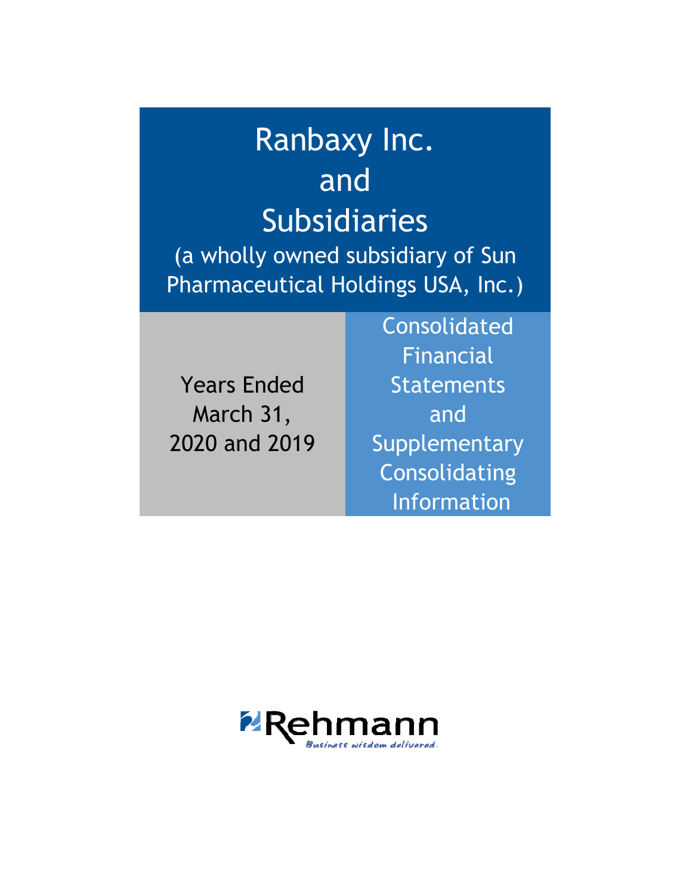# Ranbaxy Inc. and Subsidiaries

(a wholly owned subsidiary of Sun Pharmaceutical Holdings USA, Inc.)

Years Ended March 31, 2020 and 2019

Consolidated Financial Statements and Supplementary Consolidating Information

Rehmann

*Business wisdom delivered.*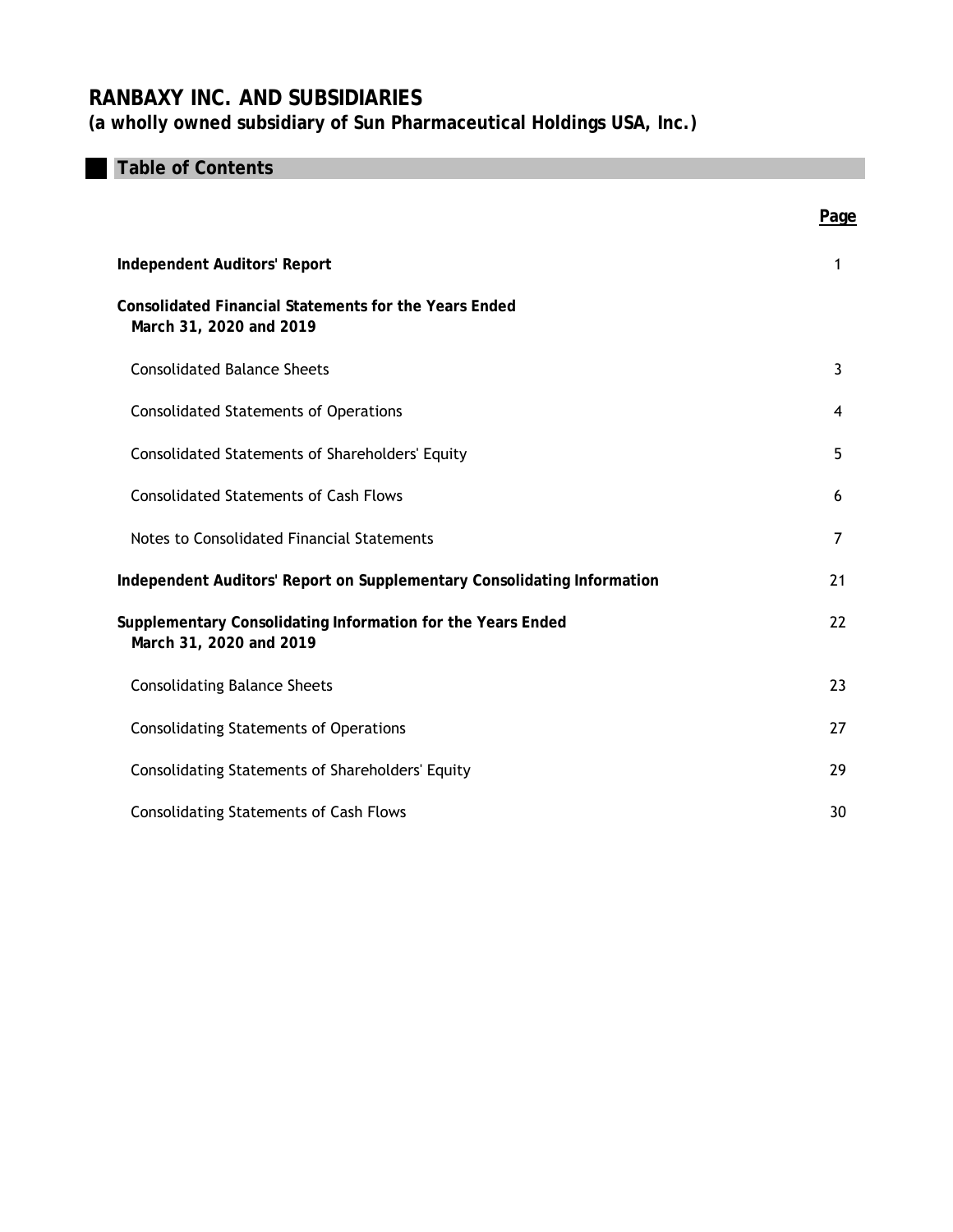# RANBAXY INC. AND SUBSIDIARIES

**(a wholly owned subsidiary of Sun Pharmaceutical Holdings USA, Inc.)**

## Table of Contents

| | Page |
|---|---|
| **Independent Auditors' Report** | 1 |
| **Consolidated Financial Statements for the Years Ended March 31, 2020 and 2019** | |
| Consolidated Balance Sheets | 3 |
| Consolidated Statements of Operations | 4 |
| Consolidated Statements of Shareholders' Equity | 5 |
| Consolidated Statements of Cash Flows | 6 |
| Notes to Consolidated Financial Statements | 7 |
| **Independent Auditors' Report on Supplementary Consolidating Information** | 21 |
| **Supplementary Consolidating Information for the Years Ended March 31, 2020 and 2019** | 22 |
| Consolidating Balance Sheets | 23 |
| Consolidating Statements of Operations | 27 |
| Consolidating Statements of Shareholders' Equity | 29 |
| Consolidating Statements of Cash Flows | 30 |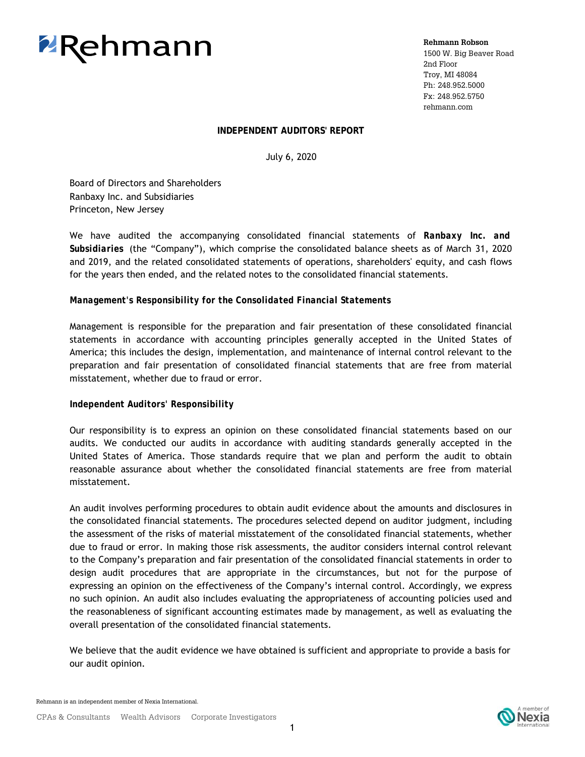Rehmann

**Rehmann Robson**
1500 W. Big Beaver Road
2nd Floor
Troy, MI 48084
Ph: 248.952.5000
Fx: 248.952.5750
rehmann.com

## INDEPENDENT AUDITORS' REPORT

July 6, 2020

Board of Directors and Shareholders
Ranbaxy Inc. and Subsidiaries
Princeton, New Jersey

We have audited the accompanying consolidated financial statements of ***Ranbaxy Inc. and Subsidiaries*** (the "Company"), which comprise the consolidated balance sheets as of March 31, 2020 and 2019, and the related consolidated statements of operations, shareholders' equity, and cash flows for the years then ended, and the related notes to the consolidated financial statements.

### *Management's Responsibility for the Consolidated Financial Statements*

Management is responsible for the preparation and fair presentation of these consolidated financial statements in accordance with accounting principles generally accepted in the United States of America; this includes the design, implementation, and maintenance of internal control relevant to the preparation and fair presentation of consolidated financial statements that are free from material misstatement, whether due to fraud or error.

### *Independent Auditors' Responsibility*

Our responsibility is to express an opinion on these consolidated financial statements based on our audits. We conducted our audits in accordance with auditing standards generally accepted in the United States of America. Those standards require that we plan and perform the audit to obtain reasonable assurance about whether the consolidated financial statements are free from material misstatement.

An audit involves performing procedures to obtain audit evidence about the amounts and disclosures in the consolidated financial statements. The procedures selected depend on auditor judgment, including the assessment of the risks of material misstatement of the consolidated financial statements, whether due to fraud or error. In making those risk assessments, the auditor considers internal control relevant to the Company's preparation and fair presentation of the consolidated financial statements in order to design audit procedures that are appropriate in the circumstances, but not for the purpose of expressing an opinion on the effectiveness of the Company's internal control. Accordingly, we express no such opinion. An audit also includes evaluating the appropriateness of accounting policies used and the reasonableness of significant accounting estimates made by management, as well as evaluating the overall presentation of the consolidated financial statements.

We believe that the audit evidence we have obtained is sufficient and appropriate to provide a basis for our audit opinion.

Rehmann is an independent member of Nexia International.

CPAs & Consultants Wealth Advisors Corporate Investigators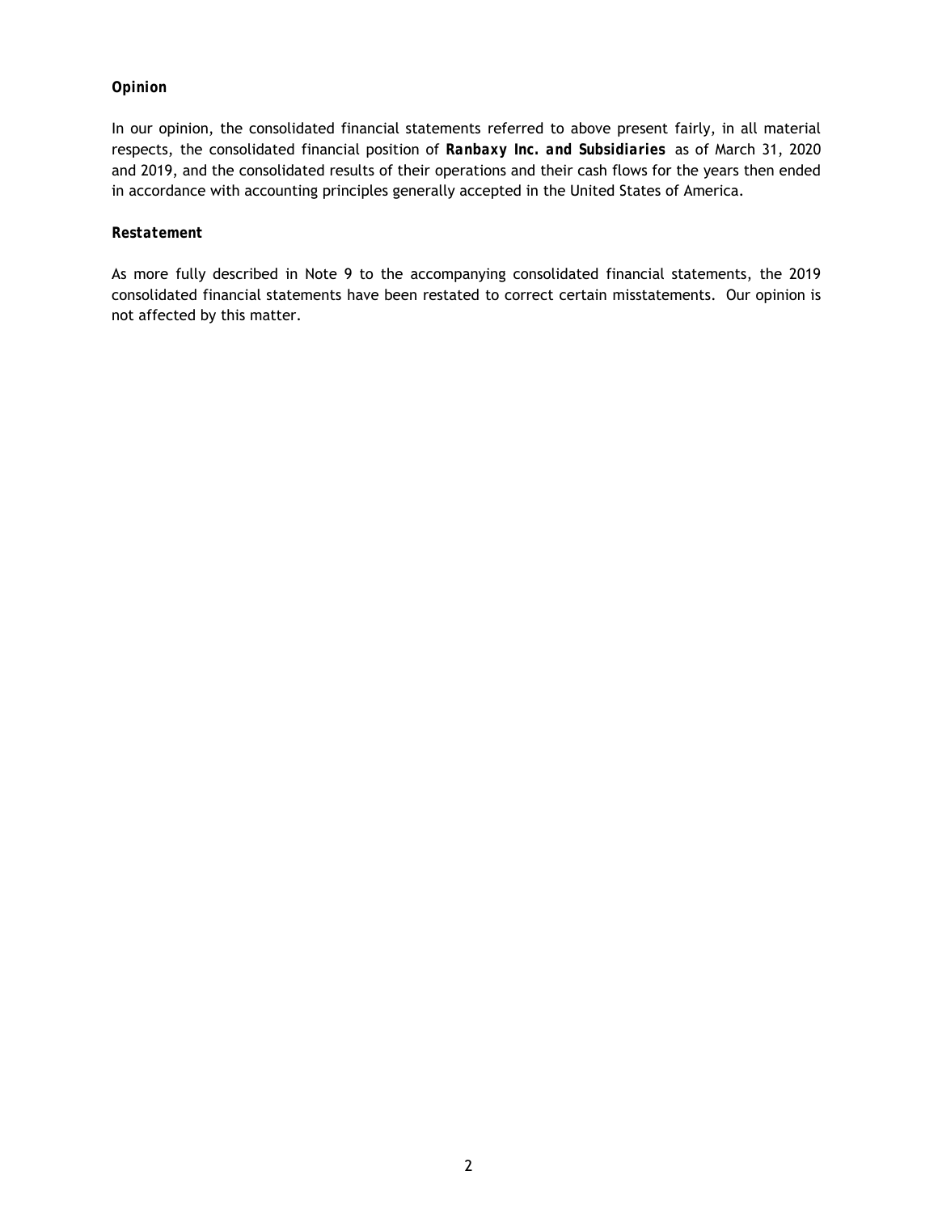### *Opinion*

In our opinion, the consolidated financial statements referred to above present fairly, in all material respects, the consolidated financial position of ***Ranbaxy Inc. and Subsidiaries*** as of March 31, 2020 and 2019, and the consolidated results of their operations and their cash flows for the years then ended in accordance with accounting principles generally accepted in the United States of America.

### *Restatement*

As more fully described in Note 9 to the accompanying consolidated financial statements, the 2019 consolidated financial statements have been restated to correct certain misstatements. Our opinion is not affected by this matter.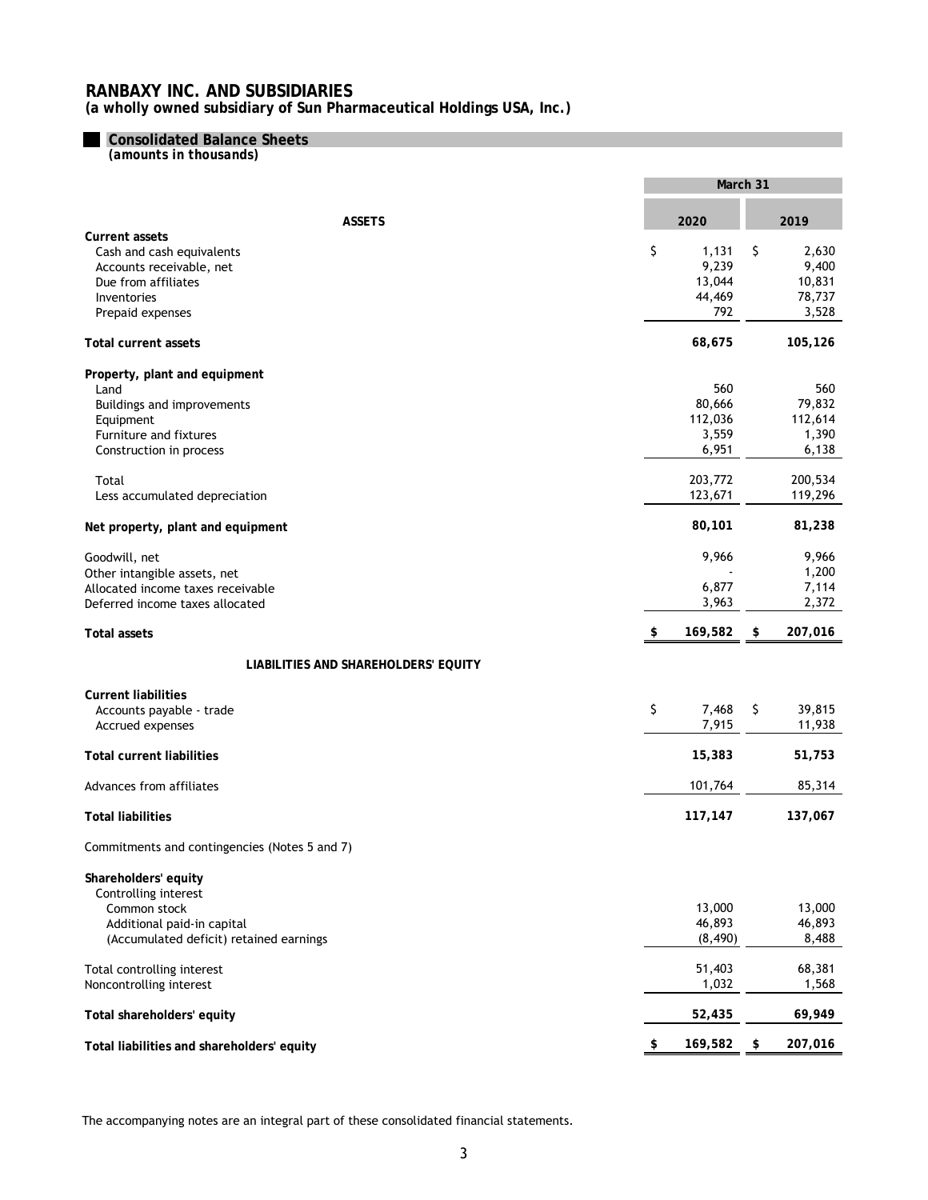# RANBAXY INC. AND SUBSIDIARIES

**(a wholly owned subsidiary of Sun Pharmaceutical Holdings USA, Inc.)**

## Consolidated Balance Sheets

*(amounts in thousands)*

| | March 31 | |
|---|---|---|
| **ASSETS** | **2020** | **2019** |
| **Current assets** | | |
| Cash and cash equivalents | $ 1,131 | $ 2,630 |
| Accounts receivable, net | 9,239 | 9,400 |
| Due from affiliates | 13,044 | 10,831 |
| Inventories | 44,469 | 78,737 |
| Prepaid expenses | 792 | 3,528 |
| **Total current assets** | **68,675** | **105,126** |
| **Property, plant and equipment** | | |
| Land | 560 | 560 |
| Buildings and improvements | 80,666 | 79,832 |
| Equipment | 112,036 | 112,614 |
| Furniture and fixtures | 3,559 | 1,390 |
| Construction in process | 6,951 | 6,138 |
| Total | 203,772 | 200,534 |
| Less accumulated depreciation | 123,671 | 119,296 |
| **Net property, plant and equipment** | **80,101** | **81,238** |
| Goodwill, net | 9,966 | 9,966 |
| Other intangible assets, net | - | 1,200 |
| Allocated income taxes receivable | 6,877 | 7,114 |
| Deferred income taxes allocated | 3,963 | 2,372 |
| **Total assets** | **$ 169,582** | **$ 207,016** |
| **LIABILITIES AND SHAREHOLDERS' EQUITY** | | |
| **Current liabilities** | | |
| Accounts payable - trade | $ 7,468 | $ 39,815 |
| Accrued expenses | 7,915 | 11,938 |
| **Total current liabilities** | **15,383** | **51,753** |
| Advances from affiliates | 101,764 | 85,314 |
| **Total liabilities** | **117,147** | **137,067** |
| Commitments and contingencies (Notes 5 and 7) | | |
| **Shareholders' equity** | | |
| Controlling interest | | |
| Common stock | 13,000 | 13,000 |
| Additional paid-in capital | 46,893 | 46,893 |
| (Accumulated deficit) retained earnings | (8,490) | 8,488 |
| Total controlling interest | 51,403 | 68,381 |
| Noncontrolling interest | 1,032 | 1,568 |
| **Total shareholders' equity** | **52,435** | **69,949** |
| **Total liabilities and shareholders' equity** | **$ 169,582** | **$ 207,016** |

The accompanying notes are an integral part of these consolidated financial statements.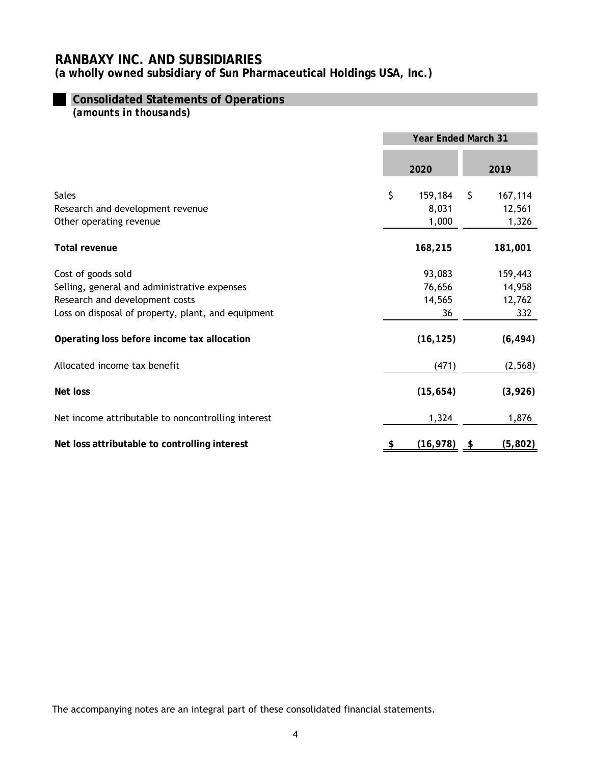# RANBAXY INC. AND SUBSIDIARIES

**(a wholly owned subsidiary of Sun Pharmaceutical Holdings USA, Inc.)**

## Consolidated Statements of Operations

*(amounts in thousands)*

| | Year Ended March 31 | |
|---|---|---|
| | **2020** | **2019** |
| Sales | $ 159,184 | $ 167,114 |
| Research and development revenue | 8,031 | 12,561 |
| Other operating revenue | 1,000 | 1,326 |
| **Total revenue** | **168,215** | **181,001** |
| Cost of goods sold | 93,083 | 159,443 |
| Selling, general and administrative expenses | 76,656 | 14,958 |
| Research and development costs | 14,565 | 12,762 |
| Loss on disposal of property, plant, and equipment | 36 | 332 |
| **Operating loss before income tax allocation** | **(16,125)** | **(6,494)** |
| Allocated income tax benefit | (471) | (2,568) |
| **Net loss** | **(15,654)** | **(3,926)** |
| Net income attributable to noncontrolling interest | 1,324 | 1,876 |
| **Net loss attributable to controlling interest** | **$ (16,978)** | **$ (5,802)** |

The accompanying notes are an integral part of these consolidated financial statements.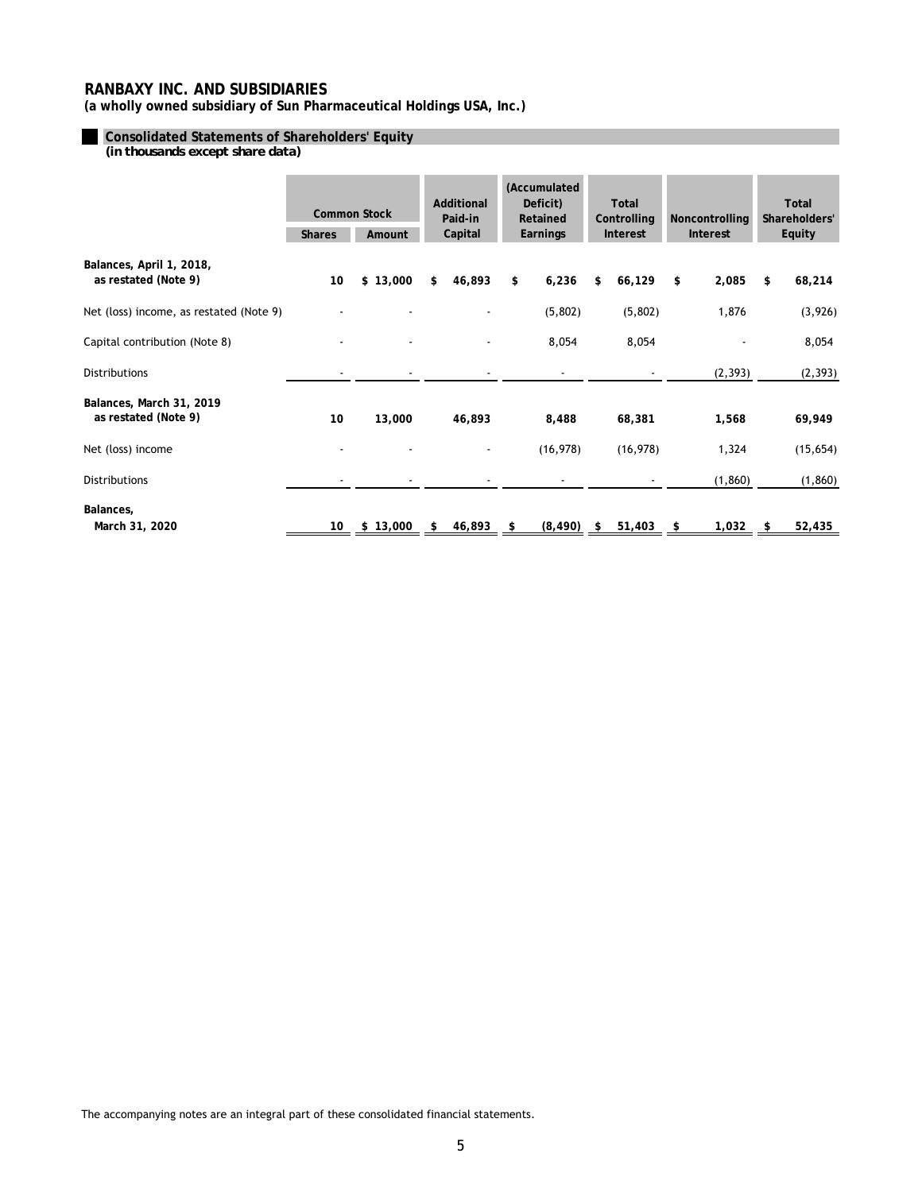# RANBAXY INC. AND SUBSIDIARIES

**(a wholly owned subsidiary of Sun Pharmaceutical Holdings USA, Inc.)**

## Consolidated Statements of Shareholders' Equity

***(in thousands except share data)***

| | Common Stock | | Additional Paid-in | (Accumulated Deficit) Retained | Total Controlling | Noncontrolling | Total Shareholders' |
|---|---|---|---|---|---|---|---|
| | Shares | Amount | Capital | Earnings | Interest | Interest | Equity |
| **Balances, April 1, 2018, as restated (Note 9)** | **10** | **$ 13,000** | **$ 46,893** | **$ 6,236** | **$ 66,129** | **$ 2,085** | **$ 68,214** |
| Net (loss) income, as restated (Note 9) | - | - | - | (5,802) | (5,802) | 1,876 | (3,926) |
| Capital contribution (Note 8) | - | - | - | 8,054 | 8,054 | - | 8,054 |
| Distributions | - | - | - | - | - | (2,393) | (2,393) |
| **Balances, March 31, 2019 as restated (Note 9)** | **10** | **13,000** | **46,893** | **8,488** | **68,381** | **1,568** | **69,949** |
| Net (loss) income | - | - | - | (16,978) | (16,978) | 1,324 | (15,654) |
| Distributions | - | - | - | - | - | (1,860) | (1,860) |
| **Balances, March 31, 2020** | **10** | **$ 13,000** | **$ 46,893** | **$ (8,490)** | **$ 51,403** | **$ 1,032** | **$ 52,435** |

The accompanying notes are an integral part of these consolidated financial statements.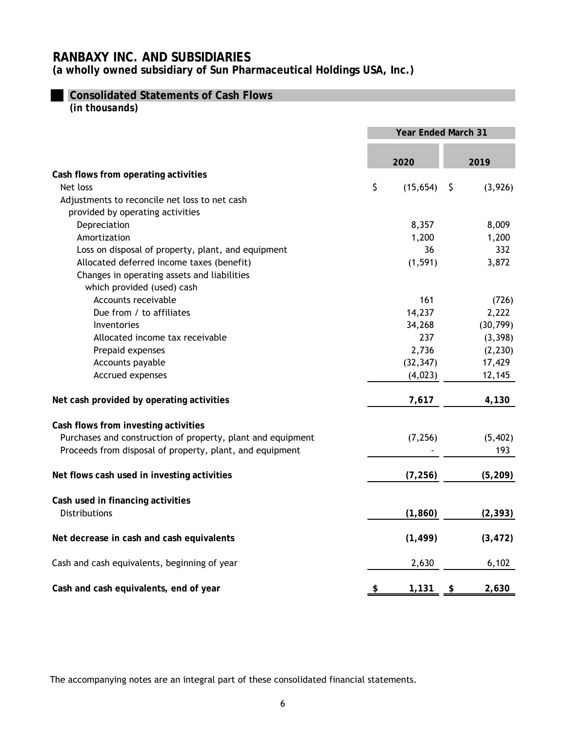# RANBAXY INC. AND SUBSIDIARIES
**(a wholly owned subsidiary of Sun Pharmaceutical Holdings USA, Inc.)**

## Consolidated Statements of Cash Flows
***(in thousands)***

| | Year Ended March 31 | |
|---|---|---|
| | **2020** | **2019** |
| **Cash flows from operating activities** | | |
| Net loss | $ (15,654) | $ (3,926) |
| Adjustments to reconcile net loss to net cash provided by operating activities | | |
| Depreciation | 8,357 | 8,009 |
| Amortization | 1,200 | 1,200 |
| Loss on disposal of property, plant, and equipment | 36 | 332 |
| Allocated deferred income taxes (benefit) | (1,591) | 3,872 |
| Changes in operating assets and liabilities which provided (used) cash | | |
| Accounts receivable | 161 | (726) |
| Due from / to affiliates | 14,237 | 2,222 |
| Inventories | 34,268 | (30,799) |
| Allocated income tax receivable | 237 | (3,398) |
| Prepaid expenses | 2,736 | (2,230) |
| Accounts payable | (32,347) | 17,429 |
| Accrued expenses | (4,023) | 12,145 |
| **Net cash provided by operating activities** | **7,617** | **4,130** |
| **Cash flows from investing activities** | | |
| Purchases and construction of property, plant and equipment | (7,256) | (5,402) |
| Proceeds from disposal of property, plant, and equipment | - | 193 |
| **Net flows cash used in investing activities** | **(7,256)** | **(5,209)** |
| **Cash used in financing activities** | | |
| Distributions | **(1,860)** | **(2,393)** |
| **Net decrease in cash and cash equivalents** | **(1,499)** | **(3,472)** |
| Cash and cash equivalents, beginning of year | 2,630 | 6,102 |
| **Cash and cash equivalents, end of year** | **$ 1,131** | **$ 2,630** |

The accompanying notes are an integral part of these consolidated financial statements.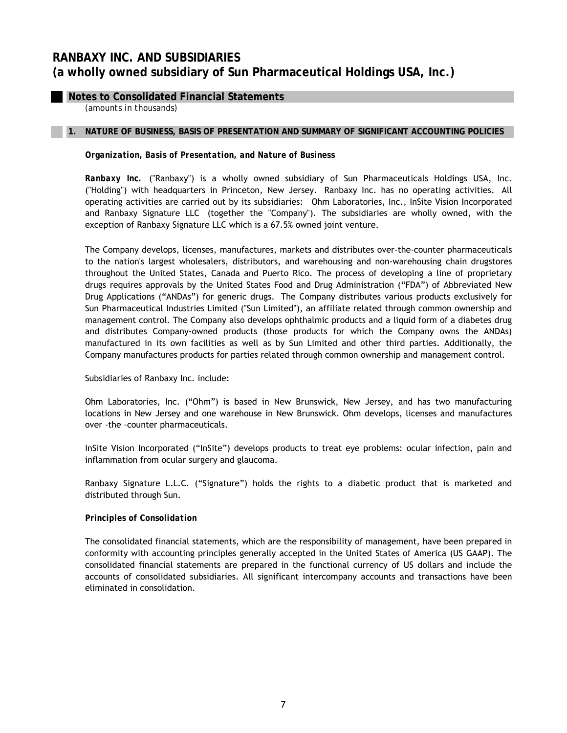# RANBAXY INC. AND SUBSIDIARIES
# (a wholly owned subsidiary of Sun Pharmaceutical Holdings USA, Inc.)

## Notes to Consolidated Financial Statements

*(amounts in thousands)*

### 1. NATURE OF BUSINESS, BASIS OF PRESENTATION AND SUMMARY OF SIGNIFICANT ACCOUNTING POLICIES

***Organization, Basis of Presentation, and Nature of Business***

***Ranbaxy Inc.*** ("Ranbaxy") is a wholly owned subsidiary of Sun Pharmaceuticals Holdings USA, Inc. ("Holding") with headquarters in Princeton, New Jersey. Ranbaxy Inc. has no operating activities. All operating activities are carried out by its subsidiaries: Ohm Laboratories, Inc., InSite Vision Incorporated and Ranbaxy Signature LLC (together the "Company"). The subsidiaries are wholly owned, with the exception of Ranbaxy Signature LLC which is a 67.5% owned joint venture.

The Company develops, licenses, manufactures, markets and distributes over-the-counter pharmaceuticals to the nation's largest wholesalers, distributors, and warehousing and non-warehousing chain drugstores throughout the United States, Canada and Puerto Rico. The process of developing a line of proprietary drugs requires approvals by the United States Food and Drug Administration ("FDA") of Abbreviated New Drug Applications ("ANDAs") for generic drugs. The Company distributes various products exclusively for Sun Pharmaceutical Industries Limited ("Sun Limited"), an affiliate related through common ownership and management control. The Company also develops ophthalmic products and a liquid form of a diabetes drug and distributes Company-owned products (those products for which the Company owns the ANDAs) manufactured in its own facilities as well as by Sun Limited and other third parties. Additionally, the Company manufactures products for parties related through common ownership and management control.

Subsidiaries of Ranbaxy Inc. include:

Ohm Laboratories, Inc. ("Ohm") is based in New Brunswick, New Jersey, and has two manufacturing locations in New Jersey and one warehouse in New Brunswick. Ohm develops, licenses and manufactures over -the -counter pharmaceuticals.

InSite Vision Incorporated ("InSite") develops products to treat eye problems: ocular infection, pain and inflammation from ocular surgery and glaucoma.

Ranbaxy Signature L.L.C. ("Signature") holds the rights to a diabetic product that is marketed and distributed through Sun.

***Principles of Consolidation***

The consolidated financial statements, which are the responsibility of management, have been prepared in conformity with accounting principles generally accepted in the United States of America (US GAAP). The consolidated financial statements are prepared in the functional currency of US dollars and include the accounts of consolidated subsidiaries. All significant intercompany accounts and transactions have been eliminated in consolidation.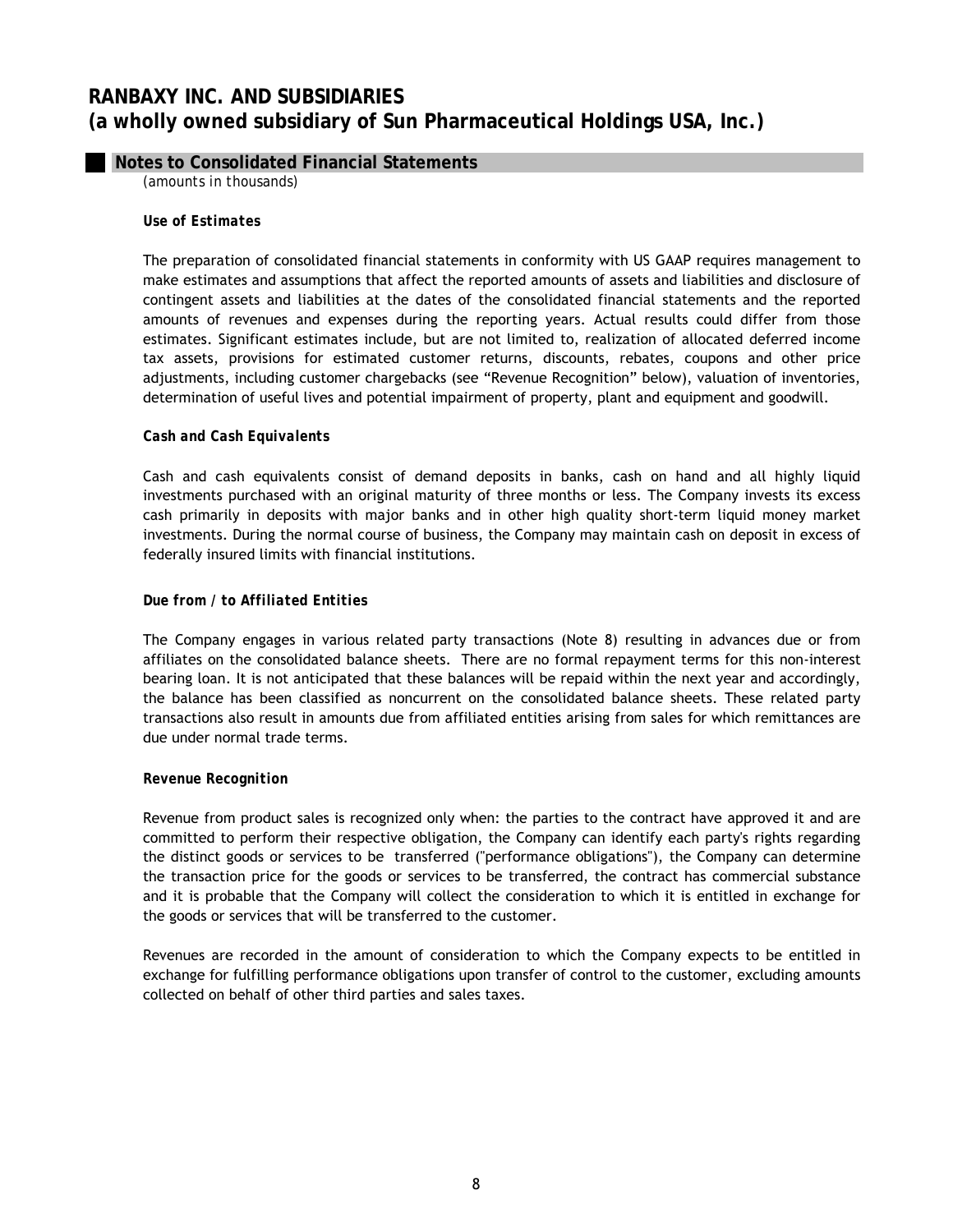# RANBAXY INC. AND SUBSIDIARIES
# (a wholly owned subsidiary of Sun Pharmaceutical Holdings USA, Inc.)

## Notes to Consolidated Financial Statements

*(amounts in thousands)*

***Use of Estimates***

The preparation of consolidated financial statements in conformity with US GAAP requires management to make estimates and assumptions that affect the reported amounts of assets and liabilities and disclosure of contingent assets and liabilities at the dates of the consolidated financial statements and the reported amounts of revenues and expenses during the reporting years. Actual results could differ from those estimates. Significant estimates include, but are not limited to, realization of allocated deferred income tax assets, provisions for estimated customer returns, discounts, rebates, coupons and other price adjustments, including customer chargebacks (see "Revenue Recognition" below), valuation of inventories, determination of useful lives and potential impairment of property, plant and equipment and goodwill.

***Cash and Cash Equivalents***

Cash and cash equivalents consist of demand deposits in banks, cash on hand and all highly liquid investments purchased with an original maturity of three months or less. The Company invests its excess cash primarily in deposits with major banks and in other high quality short-term liquid money market investments. During the normal course of business, the Company may maintain cash on deposit in excess of federally insured limits with financial institutions.

***Due from / to Affiliated Entities***

The Company engages in various related party transactions (Note 8) resulting in advances due or from affiliates on the consolidated balance sheets. There are no formal repayment terms for this non-interest bearing loan. It is not anticipated that these balances will be repaid within the next year and accordingly, the balance has been classified as noncurrent on the consolidated balance sheets. These related party transactions also result in amounts due from affiliated entities arising from sales for which remittances are due under normal trade terms.

***Revenue Recognition***

Revenue from product sales is recognized only when: the parties to the contract have approved it and are committed to perform their respective obligation, the Company can identify each party's rights regarding the distinct goods or services to be transferred ("performance obligations"), the Company can determine the transaction price for the goods or services to be transferred, the contract has commercial substance and it is probable that the Company will collect the consideration to which it is entitled in exchange for the goods or services that will be transferred to the customer.

Revenues are recorded in the amount of consideration to which the Company expects to be entitled in exchange for fulfilling performance obligations upon transfer of control to the customer, excluding amounts collected on behalf of other third parties and sales taxes.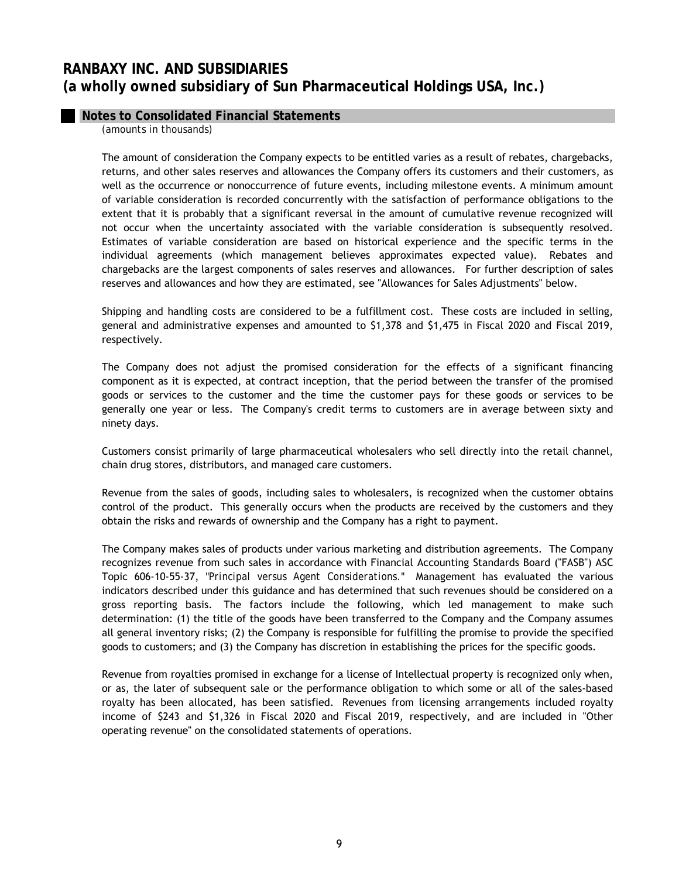The amount of consideration the Company expects to be entitled varies as a result of rebates, chargebacks, returns, and other sales reserves and allowances the Company offers its customers and their customers, as well as the occurrence or nonoccurrence of future events, including milestone events. A minimum amount of variable consideration is recorded concurrently with the satisfaction of performance obligations to the extent that it is probably that a significant reversal in the amount of cumulative revenue recognized will not occur when the uncertainty associated with the variable consideration is subsequently resolved. Estimates of variable consideration are based on historical experience and the specific terms in the individual agreements (which management believes approximates expected value). Rebates and chargebacks are the largest components of sales reserves and allowances. For further description of sales reserves and allowances and how they are estimated, see "Allowances for Sales Adjustments" below.

Shipping and handling costs are considered to be a fulfillment cost. These costs are included in selling, general and administrative expenses and amounted to $1,378 and $1,475 in Fiscal 2020 and Fiscal 2019, respectively.

The Company does not adjust the promised consideration for the effects of a significant financing component as it is expected, at contract inception, that the period between the transfer of the promised goods or services to the customer and the time the customer pays for these goods or services to be generally one year or less. The Company's credit terms to customers are in average between sixty and ninety days.

Customers consist primarily of large pharmaceutical wholesalers who sell directly into the retail channel, chain drug stores, distributors, and managed care customers.

Revenue from the sales of goods, including sales to wholesalers, is recognized when the customer obtains control of the product. This generally occurs when the products are received by the customers and they obtain the risks and rewards of ownership and the Company has a right to payment.

The Company makes sales of products under various marketing and distribution agreements. The Company recognizes revenue from such sales in accordance with Financial Accounting Standards Board ("FASB") ASC Topic 606-10-55-37, *"Principal versus Agent Considerations."* Management has evaluated the various indicators described under this guidance and has determined that such revenues should be considered on a gross reporting basis. The factors include the following, which led management to make such determination: (1) the title of the goods have been transferred to the Company and the Company assumes all general inventory risks; (2) the Company is responsible for fulfilling the promise to provide the specified goods to customers; and (3) the Company has discretion in establishing the prices for the specific goods.

Revenue from royalties promised in exchange for a license of Intellectual property is recognized only when, or as, the later of subsequent sale or the performance obligation to which some or all of the sales-based royalty has been allocated, has been satisfied. Revenues from licensing arrangements included royalty income of $243 and $1,326 in Fiscal 2020 and Fiscal 2019, respectively, and are included in "Other operating revenue" on the consolidated statements of operations.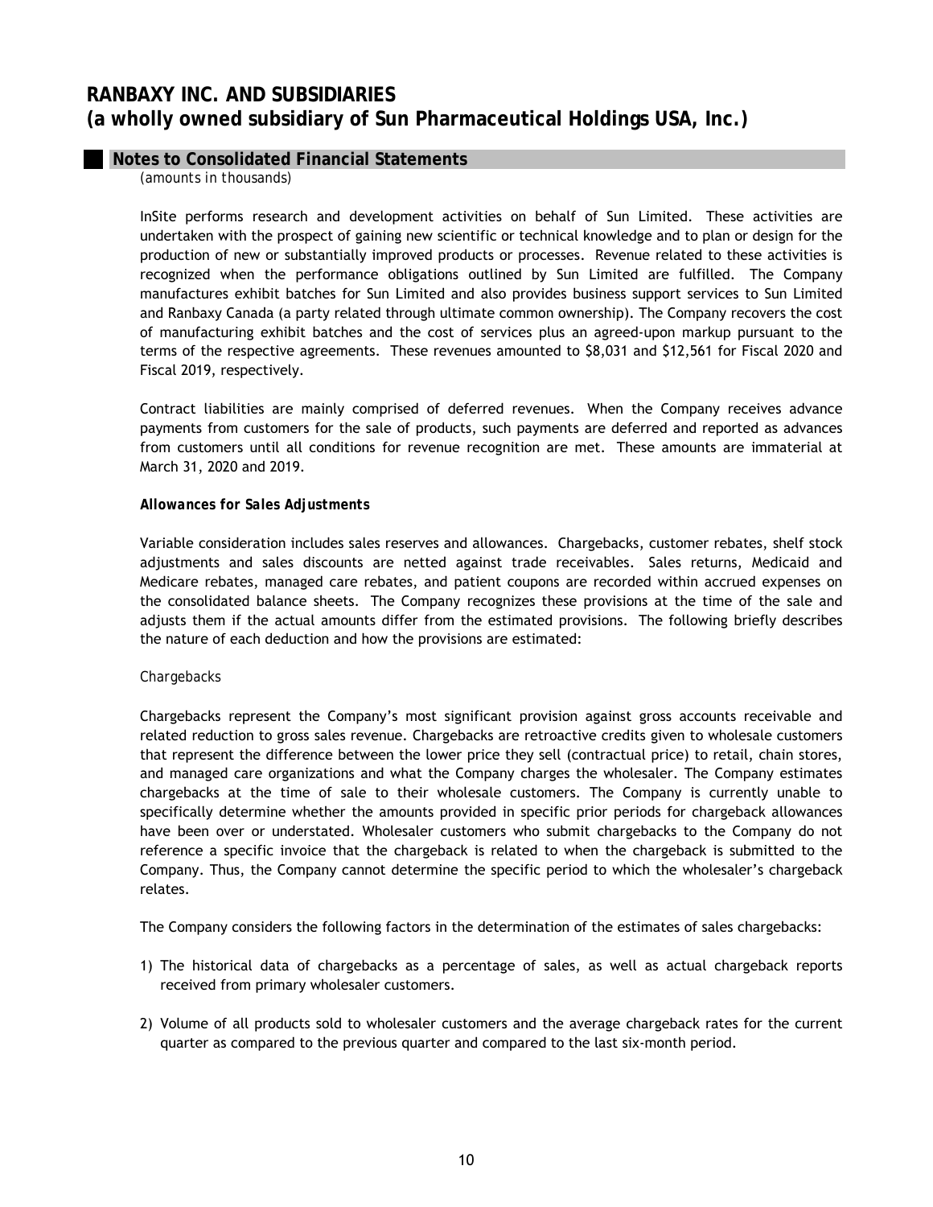InSite performs research and development activities on behalf of Sun Limited. These activities are undertaken with the prospect of gaining new scientific or technical knowledge and to plan or design for the production of new or substantially improved products or processes. Revenue related to these activities is recognized when the performance obligations outlined by Sun Limited are fulfilled. The Company manufactures exhibit batches for Sun Limited and also provides business support services to Sun Limited and Ranbaxy Canada (a party related through ultimate common ownership). The Company recovers the cost of manufacturing exhibit batches and the cost of services plus an agreed-upon markup pursuant to the terms of the respective agreements. These revenues amounted to $8,031 and $12,561 for Fiscal 2020 and Fiscal 2019, respectively.

Contract liabilities are mainly comprised of deferred revenues. When the Company receives advance payments from customers for the sale of products, such payments are deferred and reported as advances from customers until all conditions for revenue recognition are met. These amounts are immaterial at March 31, 2020 and 2019.

***Allowances for Sales Adjustments***

Variable consideration includes sales reserves and allowances. Chargebacks, customer rebates, shelf stock adjustments and sales discounts are netted against trade receivables. Sales returns, Medicaid and Medicare rebates, managed care rebates, and patient coupons are recorded within accrued expenses on the consolidated balance sheets. The Company recognizes these provisions at the time of the sale and adjusts them if the actual amounts differ from the estimated provisions. The following briefly describes the nature of each deduction and how the provisions are estimated:

*Chargebacks*

Chargebacks represent the Company's most significant provision against gross accounts receivable and related reduction to gross sales revenue. Chargebacks are retroactive credits given to wholesale customers that represent the difference between the lower price they sell (contractual price) to retail, chain stores, and managed care organizations and what the Company charges the wholesaler. The Company estimates chargebacks at the time of sale to their wholesale customers. The Company is currently unable to specifically determine whether the amounts provided in specific prior periods for chargeback allowances have been over or understated. Wholesaler customers who submit chargebacks to the Company do not reference a specific invoice that the chargeback is related to when the chargeback is submitted to the Company. Thus, the Company cannot determine the specific period to which the wholesaler's chargeback relates.

The Company considers the following factors in the determination of the estimates of sales chargebacks:

1) The historical data of chargebacks as a percentage of sales, as well as actual chargeback reports received from primary wholesaler customers.

2) Volume of all products sold to wholesaler customers and the average chargeback rates for the current quarter as compared to the previous quarter and compared to the last six-month period.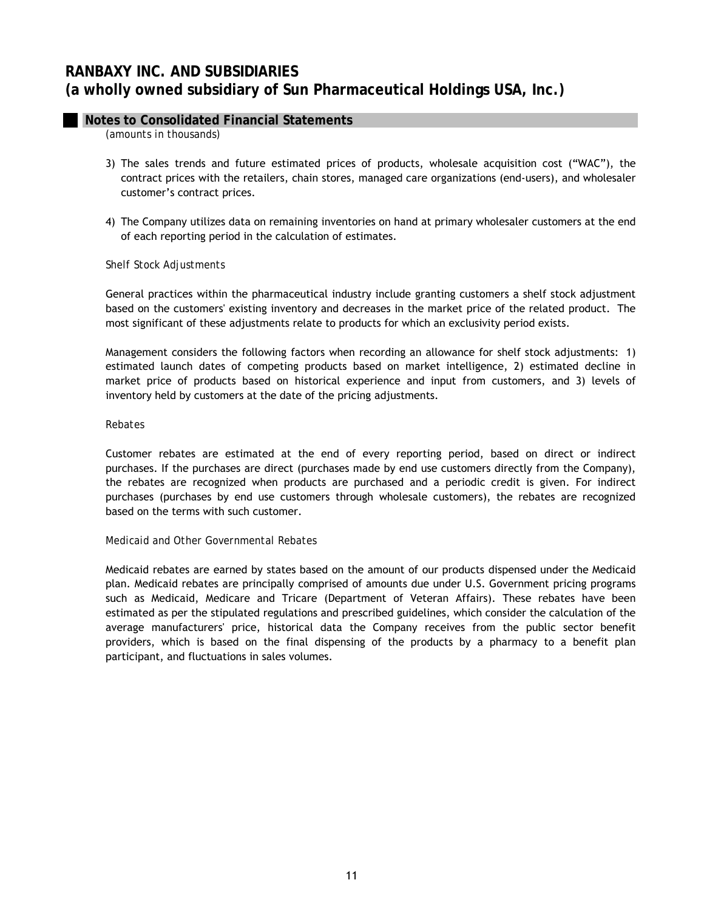3) The sales trends and future estimated prices of products, wholesale acquisition cost ("WAC"), the contract prices with the retailers, chain stores, managed care organizations (end-users), and wholesaler customer's contract prices.

4) The Company utilizes data on remaining inventories on hand at primary wholesaler customers at the end of each reporting period in the calculation of estimates.

*Shelf Stock Adjustments*

General practices within the pharmaceutical industry include granting customers a shelf stock adjustment based on the customers' existing inventory and decreases in the market price of the related product. The most significant of these adjustments relate to products for which an exclusivity period exists.

Management considers the following factors when recording an allowance for shelf stock adjustments: 1) estimated launch dates of competing products based on market intelligence, 2) estimated decline in market price of products based on historical experience and input from customers, and 3) levels of inventory held by customers at the date of the pricing adjustments.

*Rebates*

Customer rebates are estimated at the end of every reporting period, based on direct or indirect purchases. If the purchases are direct (purchases made by end use customers directly from the Company), the rebates are recognized when products are purchased and a periodic credit is given. For indirect purchases (purchases by end use customers through wholesale customers), the rebates are recognized based on the terms with such customer.

*Medicaid and Other Governmental Rebates*

Medicaid rebates are earned by states based on the amount of our products dispensed under the Medicaid plan. Medicaid rebates are principally comprised of amounts due under U.S. Government pricing programs such as Medicaid, Medicare and Tricare (Department of Veteran Affairs). These rebates have been estimated as per the stipulated regulations and prescribed guidelines, which consider the calculation of the average manufacturers' price, historical data the Company receives from the public sector benefit providers, which is based on the final dispensing of the products by a pharmacy to a benefit plan participant, and fluctuations in sales volumes.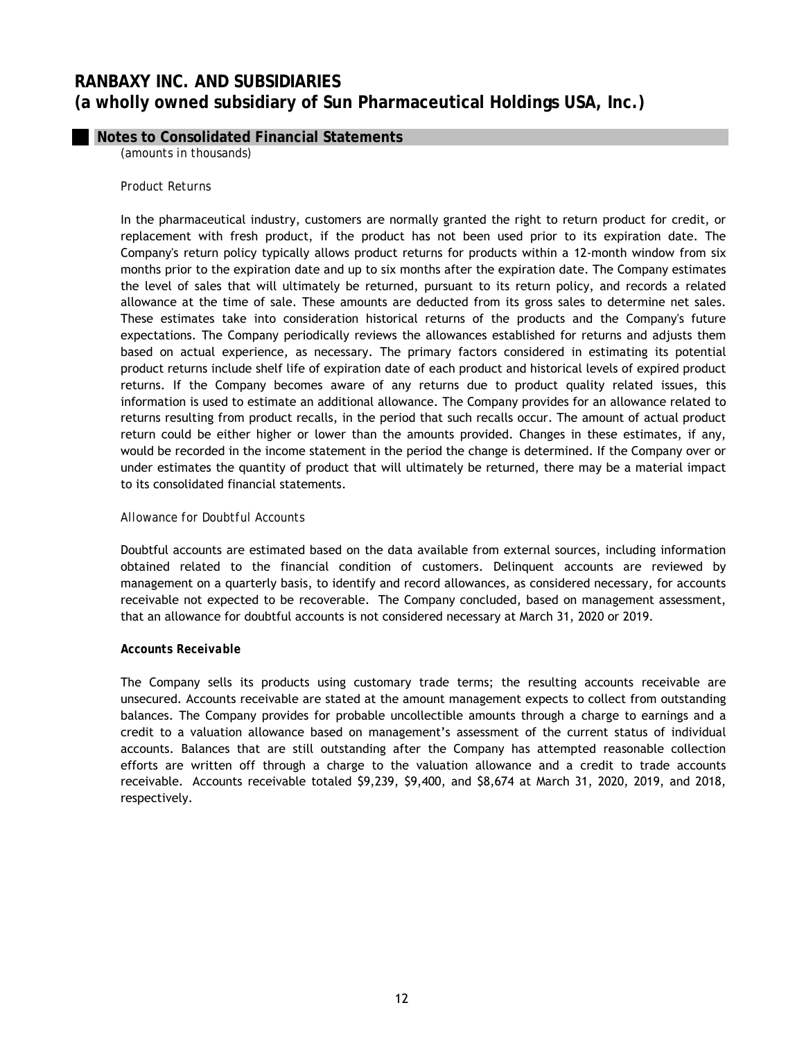# RANBAXY INC. AND SUBSIDIARIES
# (a wholly owned subsidiary of Sun Pharmaceutical Holdings USA, Inc.)

## Notes to Consolidated Financial Statements

*(amounts in thousands)*

*Product Returns*

In the pharmaceutical industry, customers are normally granted the right to return product for credit, or replacement with fresh product, if the product has not been used prior to its expiration date. The Company's return policy typically allows product returns for products within a 12-month window from six months prior to the expiration date and up to six months after the expiration date. The Company estimates the level of sales that will ultimately be returned, pursuant to its return policy, and records a related allowance at the time of sale. These amounts are deducted from its gross sales to determine net sales. These estimates take into consideration historical returns of the products and the Company's future expectations. The Company periodically reviews the allowances established for returns and adjusts them based on actual experience, as necessary. The primary factors considered in estimating its potential product returns include shelf life of expiration date of each product and historical levels of expired product returns. If the Company becomes aware of any returns due to product quality related issues, this information is used to estimate an additional allowance. The Company provides for an allowance related to returns resulting from product recalls, in the period that such recalls occur. The amount of actual product return could be either higher or lower than the amounts provided. Changes in these estimates, if any, would be recorded in the income statement in the period the change is determined. If the Company over or under estimates the quantity of product that will ultimately be returned, there may be a material impact to its consolidated financial statements.

*Allowance for Doubtful Accounts*

Doubtful accounts are estimated based on the data available from external sources, including information obtained related to the financial condition of customers. Delinquent accounts are reviewed by management on a quarterly basis, to identify and record allowances, as considered necessary, for accounts receivable not expected to be recoverable. The Company concluded, based on management assessment, that an allowance for doubtful accounts is not considered necessary at March 31, 2020 or 2019.

**Accounts Receivable**

The Company sells its products using customary trade terms; the resulting accounts receivable are unsecured. Accounts receivable are stated at the amount management expects to collect from outstanding balances. The Company provides for probable uncollectible amounts through a charge to earnings and a credit to a valuation allowance based on management's assessment of the current status of individual accounts. Balances that are still outstanding after the Company has attempted reasonable collection efforts are written off through a charge to the valuation allowance and a credit to trade accounts receivable. Accounts receivable totaled $9,239, $9,400, and $8,674 at March 31, 2020, 2019, and 2018, respectively.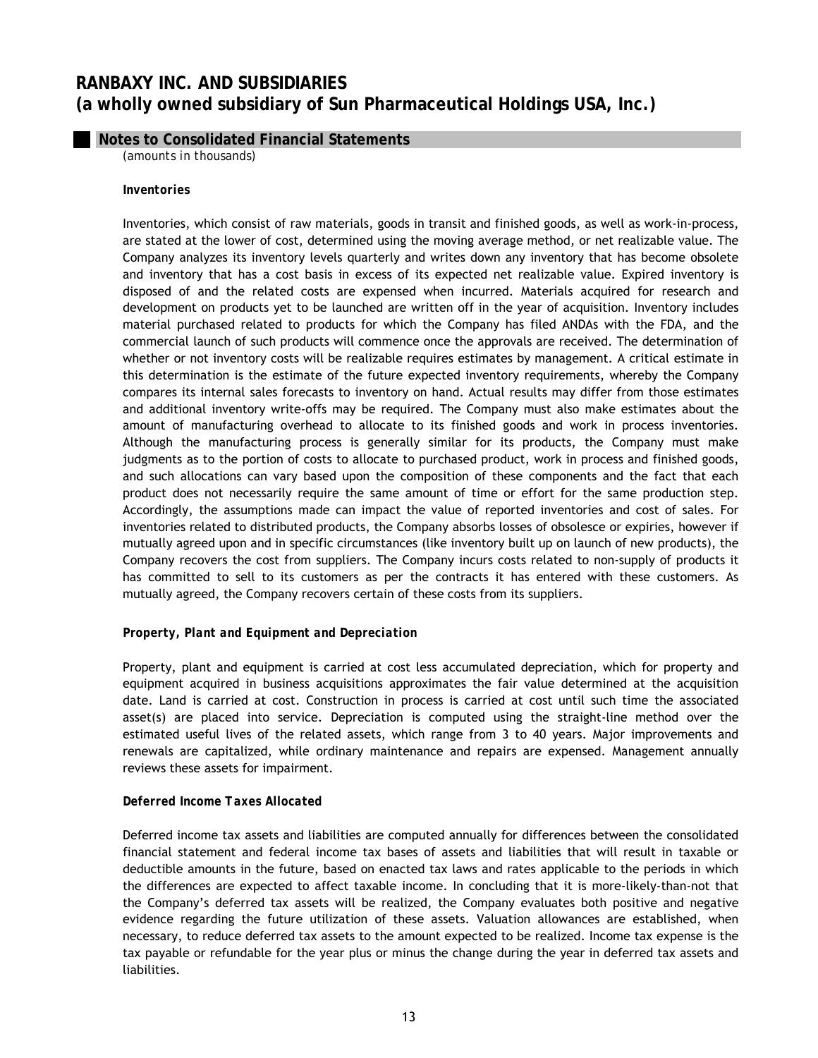# RANBAXY INC. AND SUBSIDIARIES
# (a wholly owned subsidiary of Sun Pharmaceutical Holdings USA, Inc.)

## Notes to Consolidated Financial Statements

*(amounts in thousands)*

**Inventories**

Inventories, which consist of raw materials, goods in transit and finished goods, as well as work-in-process, are stated at the lower of cost, determined using the moving average method, or net realizable value. The Company analyzes its inventory levels quarterly and writes down any inventory that has become obsolete and inventory that has a cost basis in excess of its expected net realizable value. Expired inventory is disposed of and the related costs are expensed when incurred. Materials acquired for research and development on products yet to be launched are written off in the year of acquisition. Inventory includes material purchased related to products for which the Company has filed ANDAs with the FDA, and the commercial launch of such products will commence once the approvals are received. The determination of whether or not inventory costs will be realizable requires estimates by management. A critical estimate in this determination is the estimate of the future expected inventory requirements, whereby the Company compares its internal sales forecasts to inventory on hand. Actual results may differ from those estimates and additional inventory write-offs may be required. The Company must also make estimates about the amount of manufacturing overhead to allocate to its finished goods and work in process inventories. Although the manufacturing process is generally similar for its products, the Company must make judgments as to the portion of costs to allocate to purchased product, work in process and finished goods, and such allocations can vary based upon the composition of these components and the fact that each product does not necessarily require the same amount of time or effort for the same production step. Accordingly, the assumptions made can impact the value of reported inventories and cost of sales. For inventories related to distributed products, the Company absorbs losses of obsolesce or expiries, however if mutually agreed upon and in specific circumstances (like inventory built up on launch of new products), the Company recovers the cost from suppliers. The Company incurs costs related to non-supply of products it has committed to sell to its customers as per the contracts it has entered with these customers. As mutually agreed, the Company recovers certain of these costs from its suppliers.

***Property, Plant and Equipment and Depreciation***

Property, plant and equipment is carried at cost less accumulated depreciation, which for property and equipment acquired in business acquisitions approximates the fair value determined at the acquisition date. Land is carried at cost. Construction in process is carried at cost until such time the associated asset(s) are placed into service. Depreciation is computed using the straight-line method over the estimated useful lives of the related assets, which range from 3 to 40 years. Major improvements and renewals are capitalized, while ordinary maintenance and repairs are expensed. Management annually reviews these assets for impairment.

***Deferred Income Taxes Allocated***

Deferred income tax assets and liabilities are computed annually for differences between the consolidated financial statement and federal income tax bases of assets and liabilities that will result in taxable or deductible amounts in the future, based on enacted tax laws and rates applicable to the periods in which the differences are expected to affect taxable income. In concluding that it is more-likely-than-not that the Company's deferred tax assets will be realized, the Company evaluates both positive and negative evidence regarding the future utilization of these assets. Valuation allowances are established, when necessary, to reduce deferred tax assets to the amount expected to be realized. Income tax expense is the tax payable or refundable for the year plus or minus the change during the year in deferred tax assets and liabilities.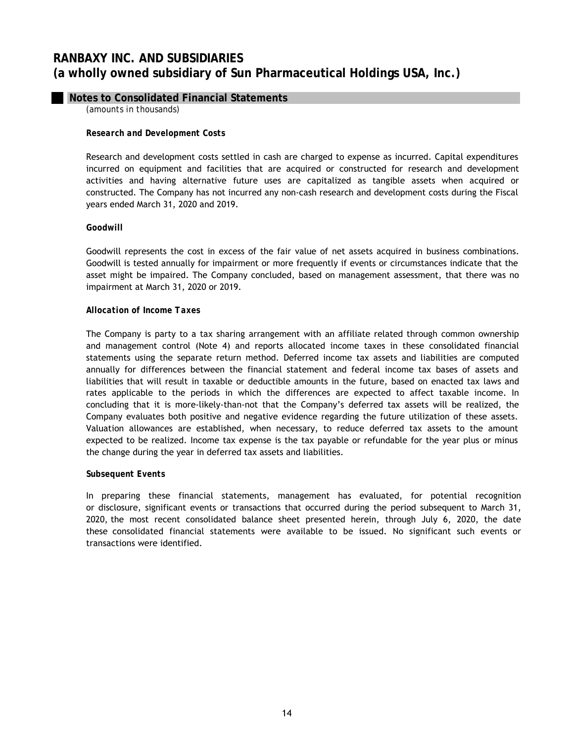# RANBAXY INC. AND SUBSIDIARIES
# (a wholly owned subsidiary of Sun Pharmaceutical Holdings USA, Inc.)

## Notes to Consolidated Financial Statements

*(amounts in thousands)*

***Research and Development Costs***

Research and development costs settled in cash are charged to expense as incurred. Capital expenditures incurred on equipment and facilities that are acquired or constructed for research and development activities and having alternative future uses are capitalized as tangible assets when acquired or constructed. The Company has not incurred any non-cash research and development costs during the Fiscal years ended March 31, 2020 and 2019.

***Goodwill***

Goodwill represents the cost in excess of the fair value of net assets acquired in business combinations. Goodwill is tested annually for impairment or more frequently if events or circumstances indicate that the asset might be impaired. The Company concluded, based on management assessment, that there was no impairment at March 31, 2020 or 2019.

***Allocation of Income Taxes***

The Company is party to a tax sharing arrangement with an affiliate related through common ownership and management control (Note 4) and reports allocated income taxes in these consolidated financial statements using the separate return method. Deferred income tax assets and liabilities are computed annually for differences between the financial statement and federal income tax bases of assets and liabilities that will result in taxable or deductible amounts in the future, based on enacted tax laws and rates applicable to the periods in which the differences are expected to affect taxable income. In concluding that it is more-likely-than-not that the Company's deferred tax assets will be realized, the Company evaluates both positive and negative evidence regarding the future utilization of these assets. Valuation allowances are established, when necessary, to reduce deferred tax assets to the amount expected to be realized. Income tax expense is the tax payable or refundable for the year plus or minus the change during the year in deferred tax assets and liabilities.

***Subsequent Events***

In preparing these financial statements, management has evaluated, for potential recognition or disclosure, significant events or transactions that occurred during the period subsequent to March 31, 2020, the most recent consolidated balance sheet presented herein, through July 6, 2020, the date these consolidated financial statements were available to be issued. No significant such events or transactions were identified.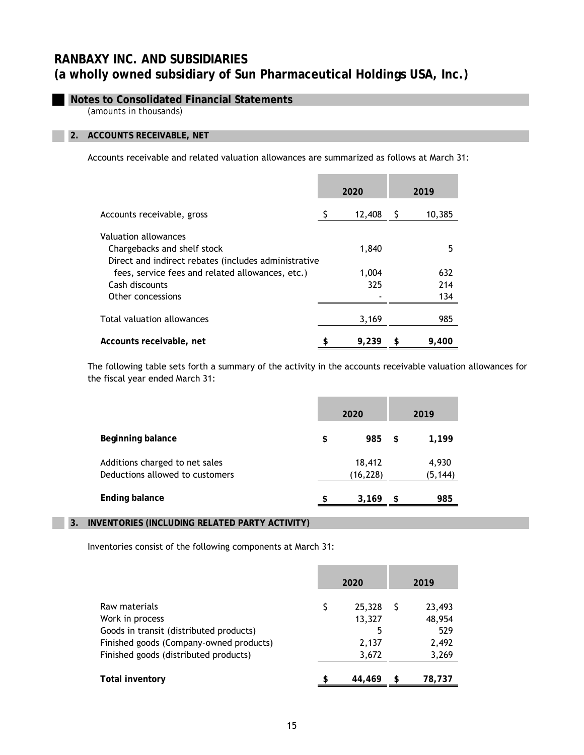# RANBAXY INC. AND SUBSIDIARIES
# (a wholly owned subsidiary of Sun Pharmaceutical Holdings USA, Inc.)

## Notes to Consolidated Financial Statements

*(amounts in thousands)*

### 2. ACCOUNTS RECEIVABLE, NET

Accounts receivable and related valuation allowances are summarized as follows at March 31:

| | 2020 | 2019 |
|---|---|---|
| Accounts receivable, gross | $ 12,408 | $ 10,385 |
| Valuation allowances | | |
| Chargebacks and shelf stock | 1,840 | 5 |
| Direct and indirect rebates (includes administrative fees, service fees and related allowances, etc.) | 1,004 | 632 |
| Cash discounts | 325 | 214 |
| Other concessions | - | 134 |
| Total valuation allowances | 3,169 | 985 |
| **Accounts receivable, net** | **$ 9,239** | **$ 9,400** |

The following table sets forth a summary of the activity in the accounts receivable valuation allowances for the fiscal year ended March 31:

| | 2020 | 2019 |
|---|---|---|
| **Beginning balance** | **$ 985** | **$ 1,199** |
| Additions charged to net sales | 18,412 | 4,930 |
| Deductions allowed to customers | (16,228) | (5,144) |
| **Ending balance** | **$ 3,169** | **$ 985** |

### 3. INVENTORIES (INCLUDING RELATED PARTY ACTIVITY)

Inventories consist of the following components at March 31:

| | 2020 | 2019 |
|---|---|---|
| Raw materials | $ 25,328 | $ 23,493 |
| Work in process | 13,327 | 48,954 |
| Goods in transit (distributed products) | 5 | 529 |
| Finished goods (Company-owned products) | 2,137 | 2,492 |
| Finished goods (distributed products) | 3,672 | 3,269 |
| **Total inventory** | **$ 44,469** | **$ 78,737** |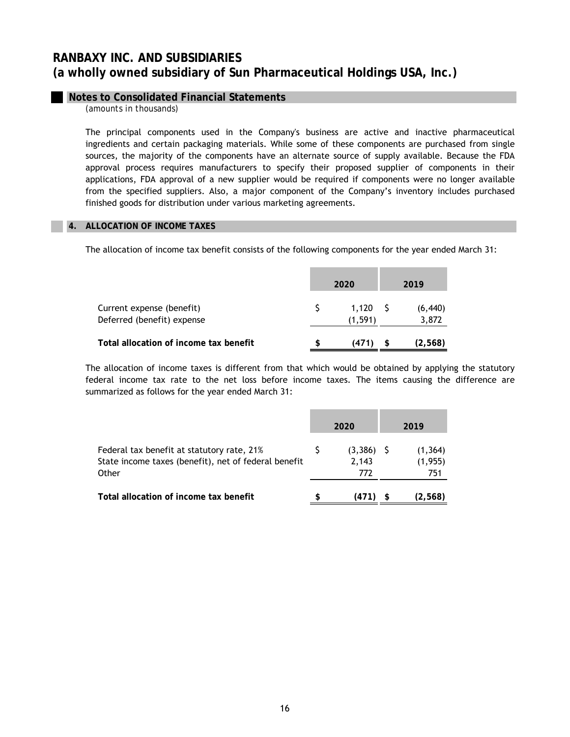# RANBAXY INC. AND SUBSIDIARIES
# (a wholly owned subsidiary of Sun Pharmaceutical Holdings USA, Inc.)

## Notes to Consolidated Financial Statements

*(amounts in thousands)*

The principal components used in the Company's business are active and inactive pharmaceutical ingredients and certain packaging materials. While some of these components are purchased from single sources, the majority of the components have an alternate source of supply available. Because the FDA approval process requires manufacturers to specify their proposed supplier of components in their applications, FDA approval of a new supplier would be required if components were no longer available from the specified suppliers. Also, a major component of the Company's inventory includes purchased finished goods for distribution under various marketing agreements.

## 4. ALLOCATION OF INCOME TAXES

The allocation of income tax benefit consists of the following components for the year ended March 31:

| | 2020 | 2019 |
|---|---|---|
| Current expense (benefit) | $ 1,120 | $ (6,440) |
| Deferred (benefit) expense | (1,591) | 3,872 |
| **Total allocation of income tax benefit** | **$ (471)** | **$ (2,568)** |

The allocation of income taxes is different from that which would be obtained by applying the statutory federal income tax rate to the net loss before income taxes. The items causing the difference are summarized as follows for the year ended March 31:

| | 2020 | 2019 |
|---|---|---|
| Federal tax benefit at statutory rate, 21% | $ (3,386) | $ (1,364) |
| State income taxes (benefit), net of federal benefit | 2,143 | (1,955) |
| Other | 772 | 751 |
| **Total allocation of income tax benefit** | **$ (471)** | **$ (2,568)** |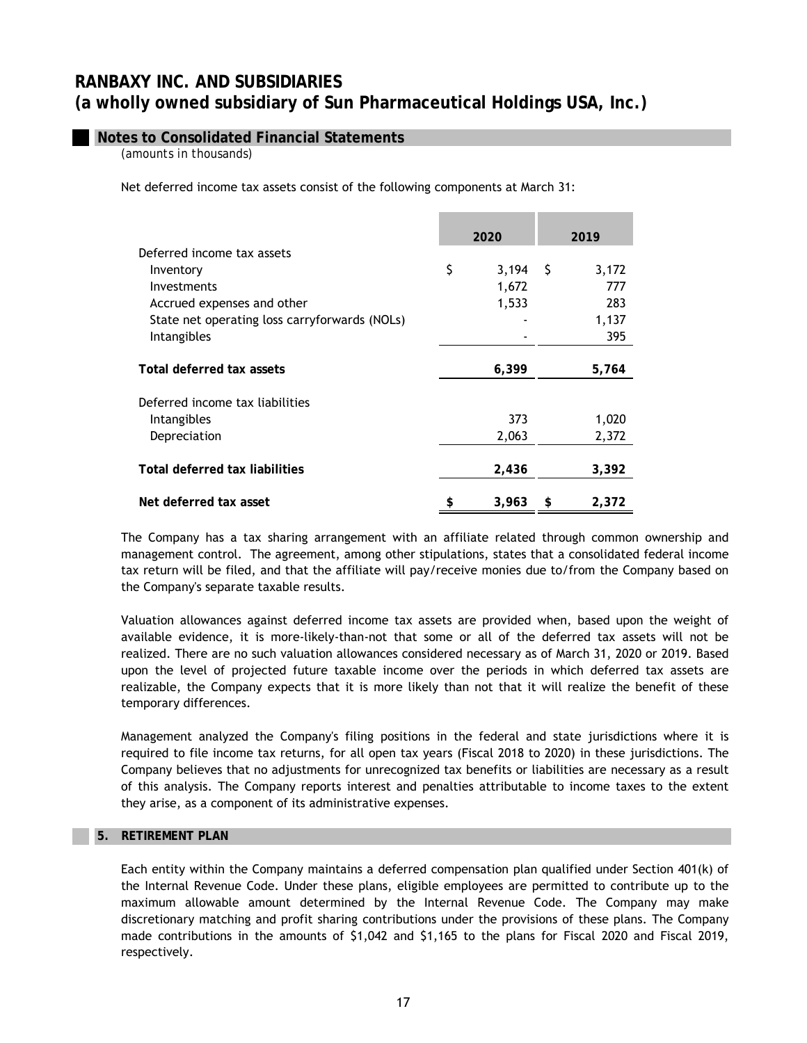# RANBAXY INC. AND SUBSIDIARIES
# (a wholly owned subsidiary of Sun Pharmaceutical Holdings USA, Inc.)

## Notes to Consolidated Financial Statements
*(amounts in thousands)*

Net deferred income tax assets consist of the following components at March 31:

| | 2020 | 2019 |
|---|---|---|
| Deferred income tax assets | | |
| Inventory | $ 3,194 | $ 3,172 |
| Investments | 1,672 | 777 |
| Accrued expenses and other | 1,533 | 283 |
| State net operating loss carryforwards (NOLs) | - | 1,137 |
| Intangibles | - | 395 |
| **Total deferred tax assets** | **6,399** | **5,764** |
| Deferred income tax liabilities | | |
| Intangibles | 373 | 1,020 |
| Depreciation | 2,063 | 2,372 |
| **Total deferred tax liabilities** | **2,436** | **3,392** |
| **Net deferred tax asset** | **$ 3,963** | **$ 2,372** |

The Company has a tax sharing arrangement with an affiliate related through common ownership and management control. The agreement, among other stipulations, states that a consolidated federal income tax return will be filed, and that the affiliate will pay/receive monies due to/from the Company based on the Company's separate taxable results.

Valuation allowances against deferred income tax assets are provided when, based upon the weight of available evidence, it is more-likely-than-not that some or all of the deferred tax assets will not be realized. There are no such valuation allowances considered necessary as of March 31, 2020 or 2019. Based upon the level of projected future taxable income over the periods in which deferred tax assets are realizable, the Company expects that it is more likely than not that it will realize the benefit of these temporary differences.

Management analyzed the Company's filing positions in the federal and state jurisdictions where it is required to file income tax returns, for all open tax years (Fiscal 2018 to 2020) in these jurisdictions. The Company believes that no adjustments for unrecognized tax benefits or liabilities are necessary as a result of this analysis. The Company reports interest and penalties attributable to income taxes to the extent they arise, as a component of its administrative expenses.

## 5. RETIREMENT PLAN

Each entity within the Company maintains a deferred compensation plan qualified under Section 401(k) of the Internal Revenue Code. Under these plans, eligible employees are permitted to contribute up to the maximum allowable amount determined by the Internal Revenue Code. The Company may make discretionary matching and profit sharing contributions under the provisions of these plans. The Company made contributions in the amounts of $1,042 and $1,165 to the plans for Fiscal 2020 and Fiscal 2019, respectively.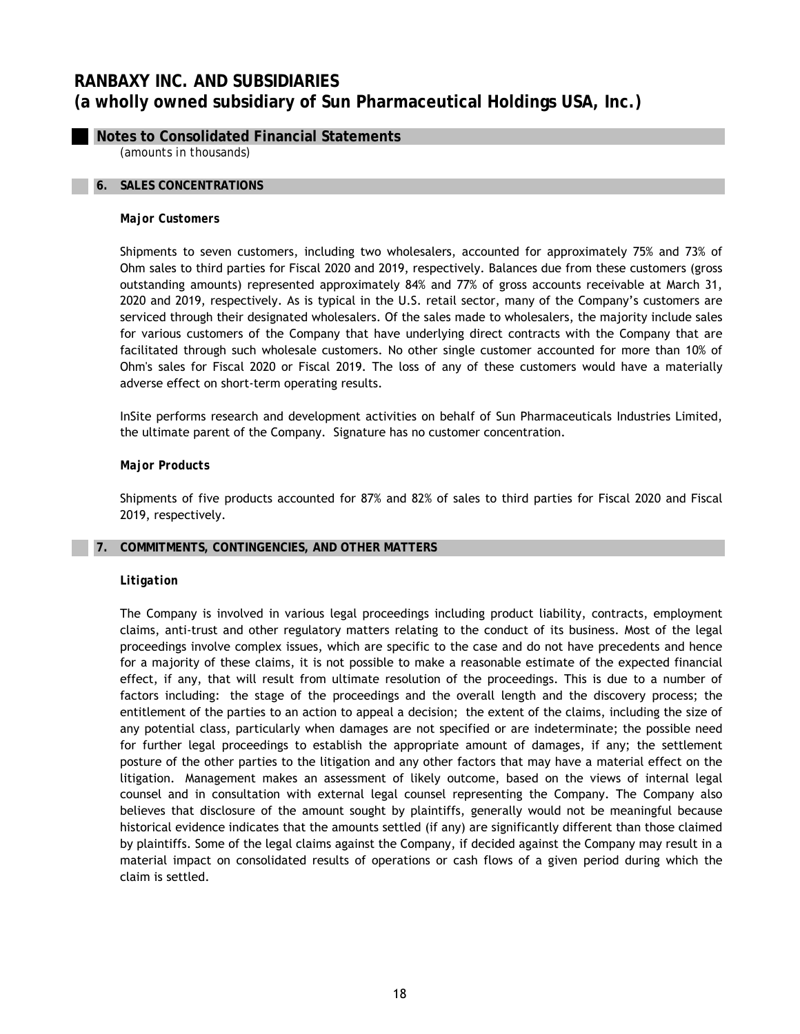# RANBAXY INC. AND SUBSIDIARIES
# (a wholly owned subsidiary of Sun Pharmaceutical Holdings USA, Inc.)

## Notes to Consolidated Financial Statements

*(amounts in thousands)*

### 6. SALES CONCENTRATIONS

***Major Customers***

Shipments to seven customers, including two wholesalers, accounted for approximately 75% and 73% of Ohm sales to third parties for Fiscal 2020 and 2019, respectively. Balances due from these customers (gross outstanding amounts) represented approximately 84% and 77% of gross accounts receivable at March 31, 2020 and 2019, respectively. As is typical in the U.S. retail sector, many of the Company's customers are serviced through their designated wholesalers. Of the sales made to wholesalers, the majority include sales for various customers of the Company that have underlying direct contracts with the Company that are facilitated through such wholesale customers. No other single customer accounted for more than 10% of Ohm's sales for Fiscal 2020 or Fiscal 2019. The loss of any of these customers would have a materially adverse effect on short-term operating results.

InSite performs research and development activities on behalf of Sun Pharmaceuticals Industries Limited, the ultimate parent of the Company. Signature has no customer concentration.

***Major Products***

Shipments of five products accounted for 87% and 82% of sales to third parties for Fiscal 2020 and Fiscal 2019, respectively.

### 7. COMMITMENTS, CONTINGENCIES, AND OTHER MATTERS

***Litigation***

The Company is involved in various legal proceedings including product liability, contracts, employment claims, anti-trust and other regulatory matters relating to the conduct of its business. Most of the legal proceedings involve complex issues, which are specific to the case and do not have precedents and hence for a majority of these claims, it is not possible to make a reasonable estimate of the expected financial effect, if any, that will result from ultimate resolution of the proceedings. This is due to a number of factors including: the stage of the proceedings and the overall length and the discovery process; the entitlement of the parties to an action to appeal a decision; the extent of the claims, including the size of any potential class, particularly when damages are not specified or are indeterminate; the possible need for further legal proceedings to establish the appropriate amount of damages, if any; the settlement posture of the other parties to the litigation and any other factors that may have a material effect on the litigation. Management makes an assessment of likely outcome, based on the views of internal legal counsel and in consultation with external legal counsel representing the Company. The Company also believes that disclosure of the amount sought by plaintiffs, generally would not be meaningful because historical evidence indicates that the amounts settled (if any) are significantly different than those claimed by plaintiffs. Some of the legal claims against the Company, if decided against the Company may result in a material impact on consolidated results of operations or cash flows of a given period during which the claim is settled.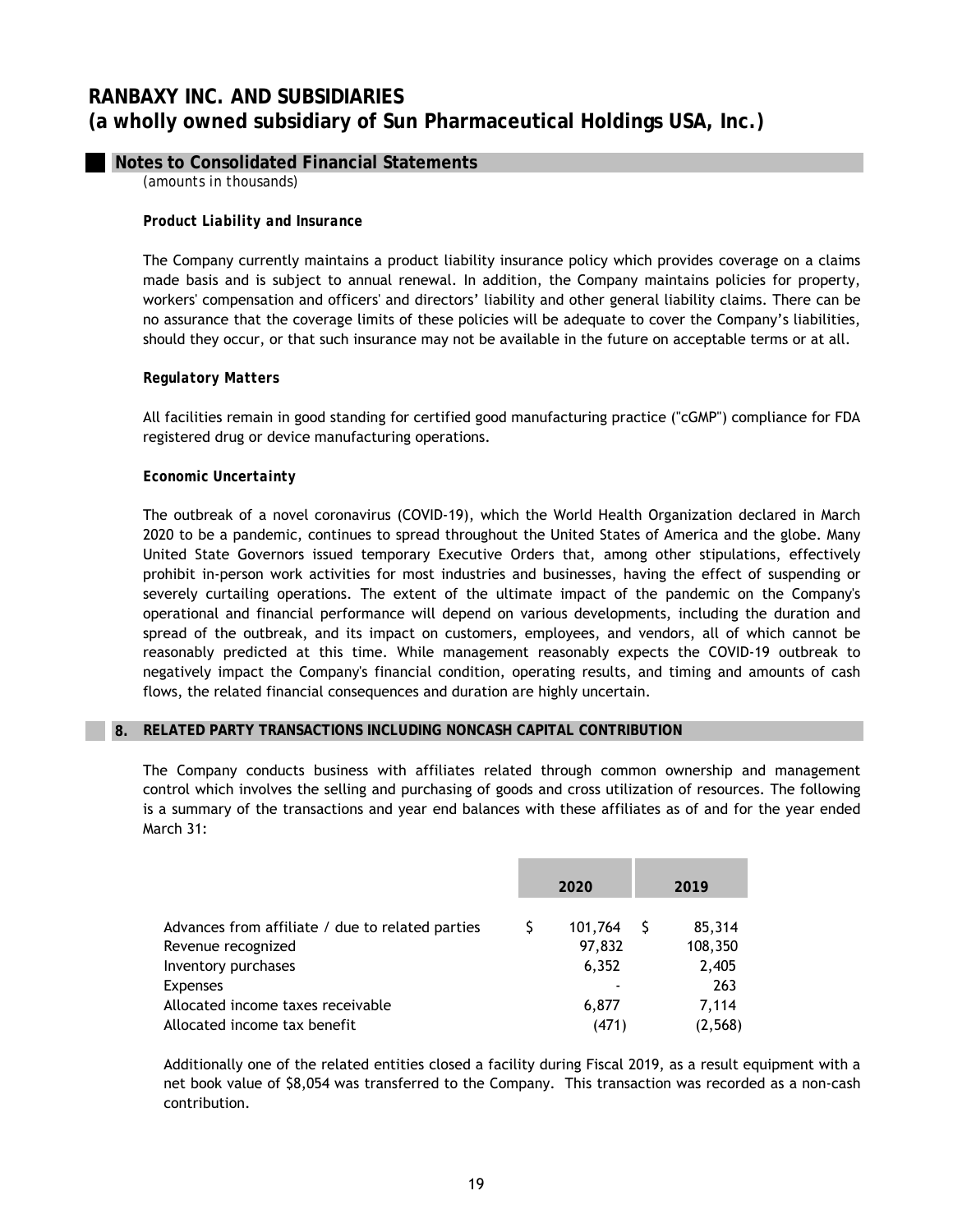# RANBAXY INC. AND SUBSIDIARIES
# (a wholly owned subsidiary of Sun Pharmaceutical Holdings USA, Inc.)

## Notes to Consolidated Financial Statements

*(amounts in thousands)*

***Product Liability and Insurance***

The Company currently maintains a product liability insurance policy which provides coverage on a claims made basis and is subject to annual renewal. In addition, the Company maintains policies for property, workers' compensation and officers' and directors' liability and other general liability claims. There can be no assurance that the coverage limits of these policies will be adequate to cover the Company's liabilities, should they occur, or that such insurance may not be available in the future on acceptable terms or at all.

***Regulatory Matters***

All facilities remain in good standing for certified good manufacturing practice ("cGMP") compliance for FDA registered drug or device manufacturing operations.

***Economic Uncertainty***

The outbreak of a novel coronavirus (COVID-19), which the World Health Organization declared in March 2020 to be a pandemic, continues to spread throughout the United States of America and the globe. Many United State Governors issued temporary Executive Orders that, among other stipulations, effectively prohibit in-person work activities for most industries and businesses, having the effect of suspending or severely curtailing operations. The extent of the ultimate impact of the pandemic on the Company's operational and financial performance will depend on various developments, including the duration and spread of the outbreak, and its impact on customers, employees, and vendors, all of which cannot be reasonably predicted at this time. While management reasonably expects the COVID-19 outbreak to negatively impact the Company's financial condition, operating results, and timing and amounts of cash flows, the related financial consequences and duration are highly uncertain.

## 8. RELATED PARTY TRANSACTIONS INCLUDING NONCASH CAPITAL CONTRIBUTION

The Company conducts business with affiliates related through common ownership and management control which involves the selling and purchasing of goods and cross utilization of resources. The following is a summary of the transactions and year end balances with these affiliates as of and for the year ended March 31:

| | 2020 | 2019 |
|---|---|---|
| Advances from affiliate / due to related parties | $ 101,764 | $ 85,314 |
| Revenue recognized | 97,832 | 108,350 |
| Inventory purchases | 6,352 | 2,405 |
| Expenses | - | 263 |
| Allocated income taxes receivable | 6,877 | 7,114 |
| Allocated income tax benefit | (471) | (2,568) |

Additionally one of the related entities closed a facility during Fiscal 2019, as a result equipment with a net book value of $8,054 was transferred to the Company. This transaction was recorded as a non-cash contribution.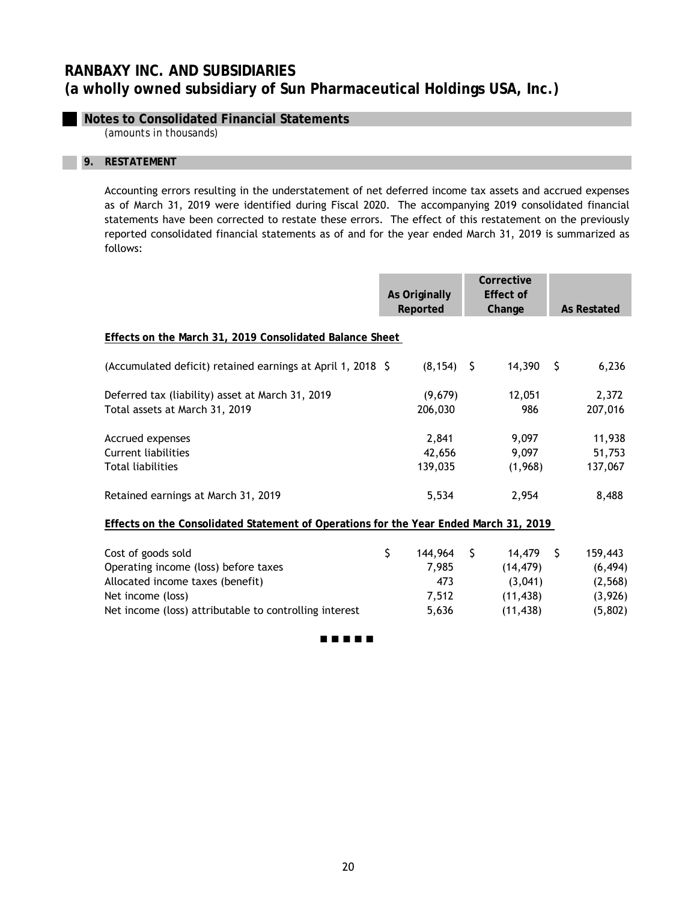# RANBAXY INC. AND SUBSIDIARIES
# (a wholly owned subsidiary of Sun Pharmaceutical Holdings USA, Inc.)

## Notes to Consolidated Financial Statements

*(amounts in thousands)*

### 9. RESTATEMENT

Accounting errors resulting in the understatement of net deferred income tax assets and accrued expenses as of March 31, 2019 were identified during Fiscal 2020. The accompanying 2019 consolidated financial statements have been corrected to restate these errors. The effect of this restatement on the previously reported consolidated financial statements as of and for the year ended March 31, 2019 is summarized as follows:

| | As Originally Reported | Corrective Effect of Change | As Restated |
|---|---|---|---|
| **Effects on the March 31, 2019 Consolidated Balance Sheet** | | | |
| (Accumulated deficit) retained earnings at April 1, 2018 | $ (8,154) | $ 14,390 | $ 6,236 |
| Deferred tax (liability) asset at March 31, 2019 | (9,679) | 12,051 | 2,372 |
| Total assets at March 31, 2019 | 206,030 | 986 | 207,016 |
| Accrued expenses | 2,841 | 9,097 | 11,938 |
| Current liabilities | 42,656 | 9,097 | 51,753 |
| Total liabilities | 139,035 | (1,968) | 137,067 |
| Retained earnings at March 31, 2019 | 5,534 | 2,954 | 8,488 |
| **Effects on the Consolidated Statement of Operations for the Year Ended March 31, 2019** | | | |
| Cost of goods sold | $ 144,964 | $ 14,479 | $ 159,443 |
| Operating income (loss) before taxes | 7,985 | (14,479) | (6,494) |
| Allocated income taxes (benefit) | 473 | (3,041) | (2,568) |
| Net income (loss) | 7,512 | (11,438) | (3,926) |
| Net income (loss) attributable to controlling interest | 5,636 | (11,438) | (5,802) |

■ ■ ■ ■ ■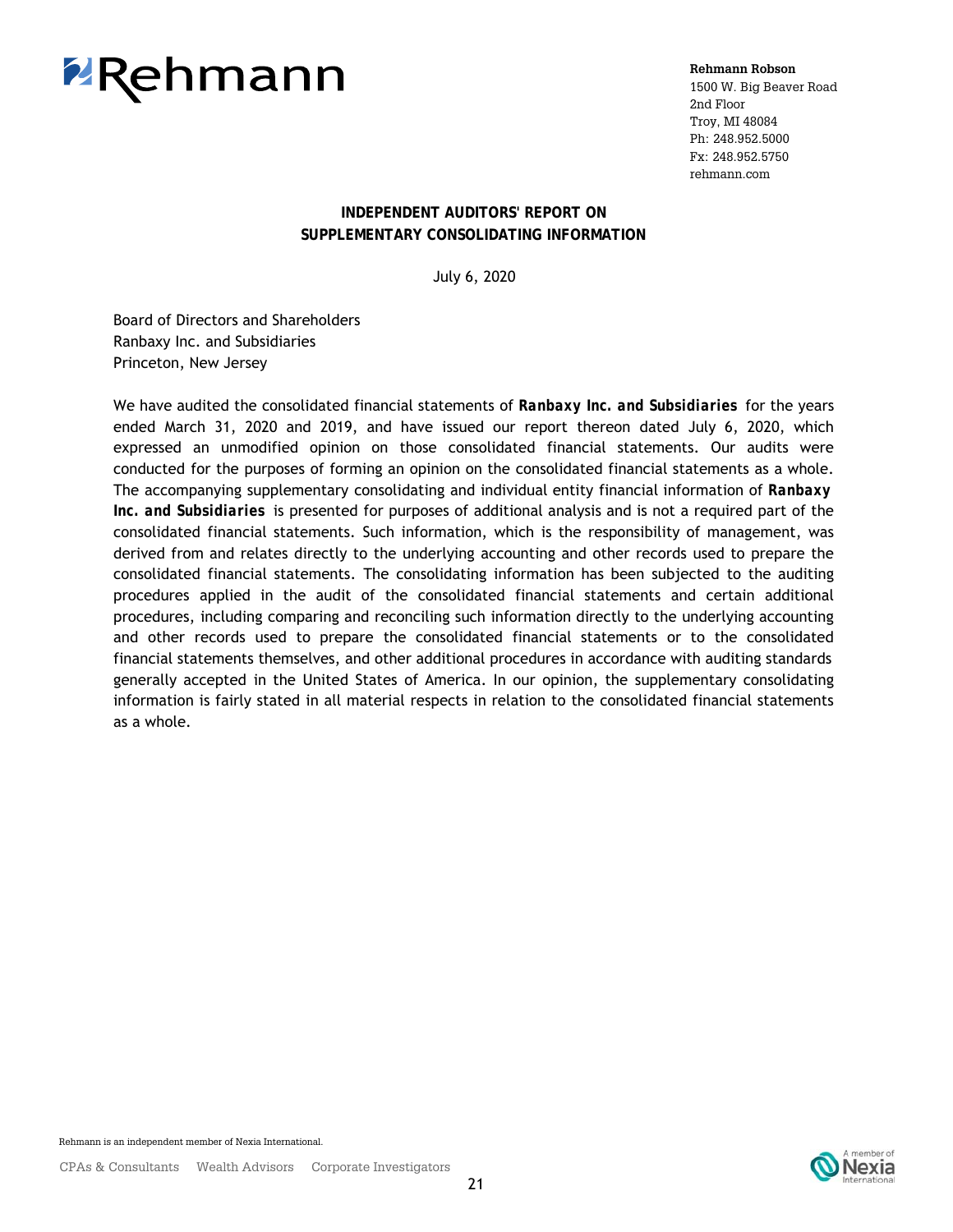Rehmann

**Rehmann Robson**
1500 W. Big Beaver Road
2nd Floor
Troy, MI 48084
Ph: 248.952.5000
Fx: 248.952.5750
rehmann.com

## INDEPENDENT AUDITORS' REPORT ON SUPPLEMENTARY CONSOLIDATING INFORMATION

July 6, 2020

Board of Directors and Shareholders
Ranbaxy Inc. and Subsidiaries
Princeton, New Jersey

We have audited the consolidated financial statements of ***Ranbaxy Inc. and Subsidiaries*** for the years ended March 31, 2020 and 2019, and have issued our report thereon dated July 6, 2020, which expressed an unmodified opinion on those consolidated financial statements. Our audits were conducted for the purposes of forming an opinion on the consolidated financial statements as a whole. The accompanying supplementary consolidating and individual entity financial information of ***Ranbaxy Inc. and Subsidiaries*** is presented for purposes of additional analysis and is not a required part of the consolidated financial statements. Such information, which is the responsibility of management, was derived from and relates directly to the underlying accounting and other records used to prepare the consolidated financial statements. The consolidating information has been subjected to the auditing procedures applied in the audit of the consolidated financial statements and certain additional procedures, including comparing and reconciling such information directly to the underlying accounting and other records used to prepare the consolidated financial statements or to the consolidated financial statements themselves, and other additional procedures in accordance with auditing standards generally accepted in the United States of America. In our opinion, the supplementary consolidating information is fairly stated in all material respects in relation to the consolidated financial statements as a whole.

Rehmann is an independent member of Nexia International.

CPAs & Consultants Wealth Advisors Corporate Investigators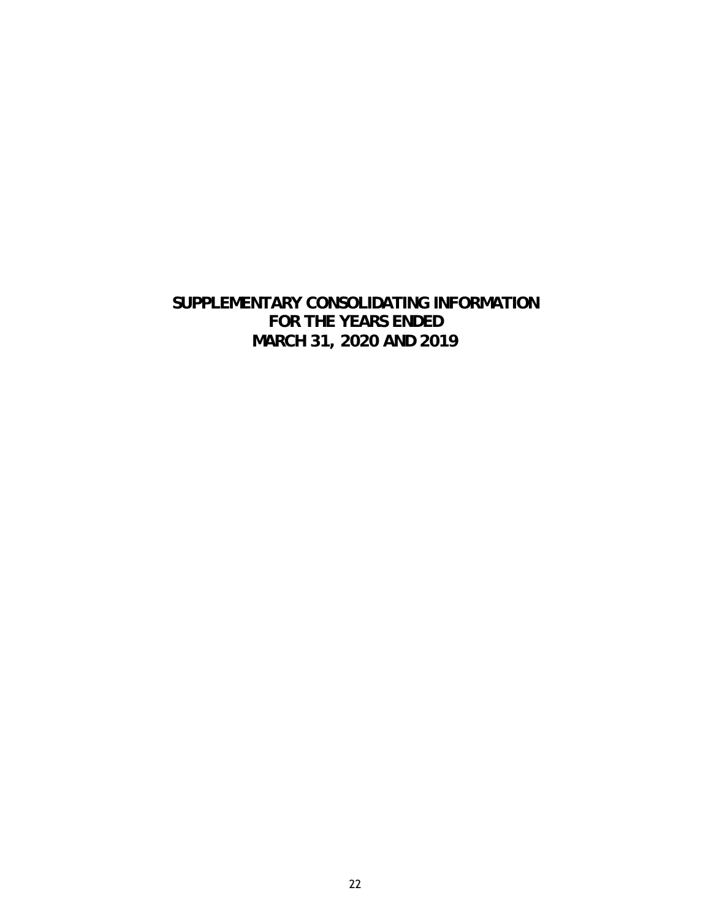# SUPPLEMENTARY CONSOLIDATING INFORMATION
# FOR THE YEARS ENDED
# MARCH 31, 2020 AND 2019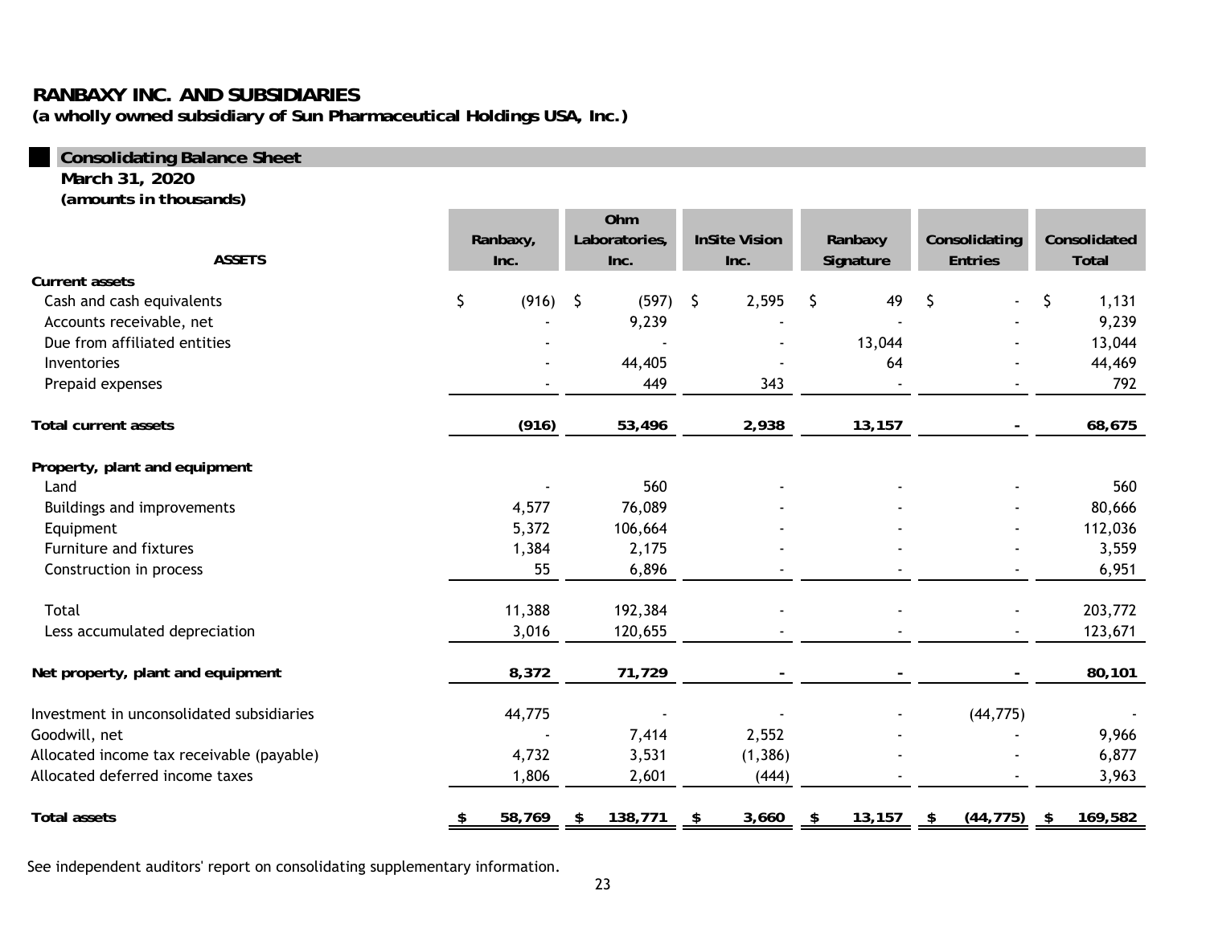# RANBAXY INC. AND SUBSIDIARIES

**(a wholly owned subsidiary of Sun Pharmaceutical Holdings USA, Inc.)**

## Consolidating Balance Sheet

**March 31, 2020**

**(amounts in thousands)**

| ASSETS | Ranbaxy, Inc. | Ohm Laboratories, Inc. | InSite Vision Inc. | Ranbaxy Signature | Consolidating Entries | Consolidated Total |
|---|---|---|---|---|---|---|
| **Current assets** | | | | | | |
| Cash and cash equivalents | $ (916) | $ (597) | $ 2,595 | $ 49 | $ - | $ 1,131 |
| Accounts receivable, net | - | 9,239 | - | - | - | 9,239 |
| Due from affiliated entities | - | - | - | 13,044 | - | 13,044 |
| Inventories | - | 44,405 | - | 64 | - | 44,469 |
| Prepaid expenses | - | 449 | 343 | - | - | 792 |
| **Total current assets** | **(916)** | **53,496** | **2,938** | **13,157** | **-** | **68,675** |
| **Property, plant and equipment** | | | | | | |
| Land | - | 560 | - | - | - | 560 |
| Buildings and improvements | 4,577 | 76,089 | - | - | - | 80,666 |
| Equipment | 5,372 | 106,664 | - | - | - | 112,036 |
| Furniture and fixtures | 1,384 | 2,175 | - | - | - | 3,559 |
| Construction in process | 55 | 6,896 | - | - | - | 6,951 |
| Total | 11,388 | 192,384 | - | - | - | 203,772 |
| Less accumulated depreciation | 3,016 | 120,655 | - | - | - | 123,671 |
| **Net property, plant and equipment** | **8,372** | **71,729** | **-** | **-** | **-** | **80,101** |
| Investment in unconsolidated subsidiaries | 44,775 | - | - | - | (44,775) | - |
| Goodwill, net | - | 7,414 | 2,552 | - | - | 9,966 |
| Allocated income tax receivable (payable) | 4,732 | 3,531 | (1,386) | - | - | 6,877 |
| Allocated deferred income taxes | 1,806 | 2,601 | (444) | - | - | 3,963 |
| **Total assets** | **$ 58,769** | **$ 138,771** | **$ 3,660** | **$ 13,157** | **$ (44,775)** | **$ 169,582** |

See independent auditors' report on consolidating supplementary information.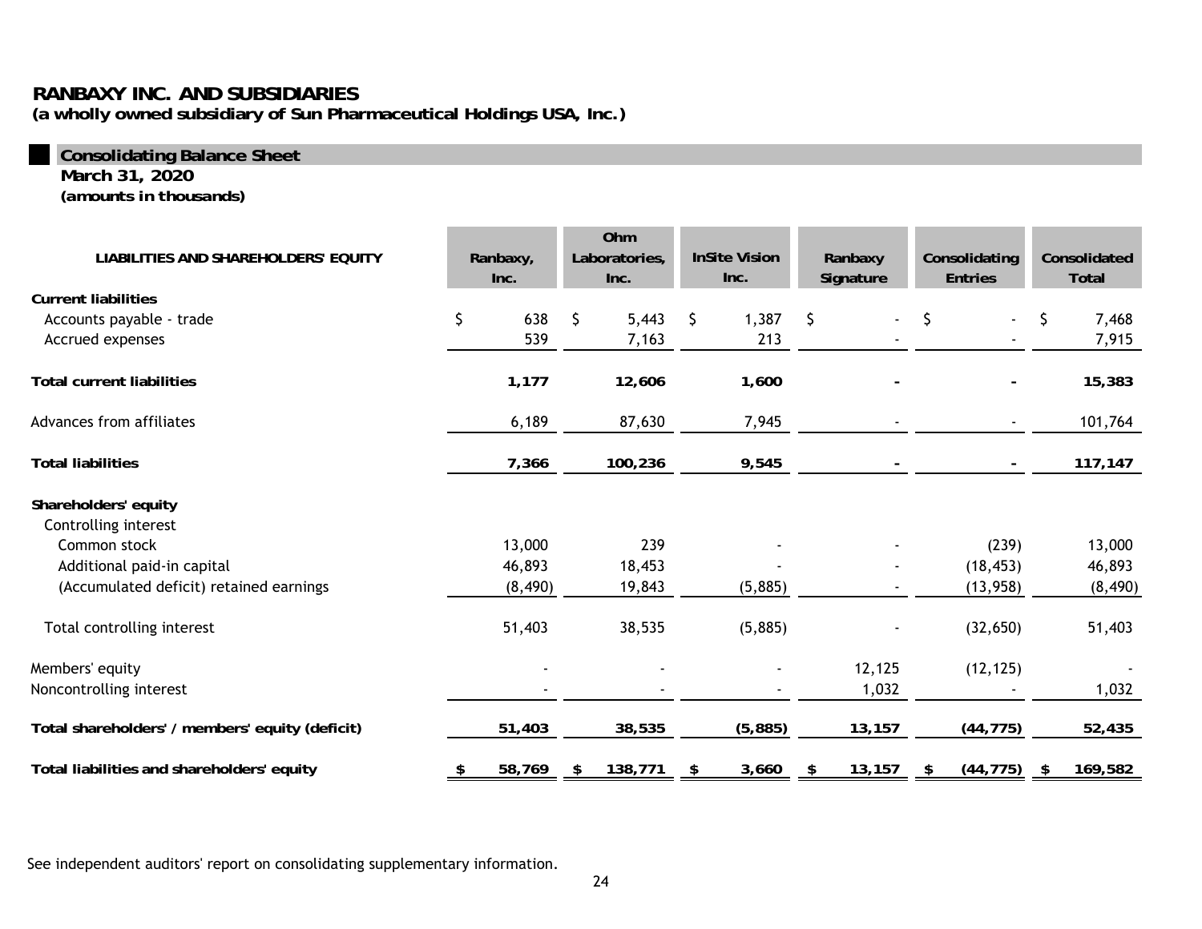# RANBAXY INC. AND SUBSIDIARIES

**(a wholly owned subsidiary of Sun Pharmaceutical Holdings USA, Inc.)**

## Consolidating Balance Sheet

**March 31, 2020**

**(amounts in thousands)**

| LIABILITIES AND SHAREHOLDERS' EQUITY | Ranbaxy, Inc. | Ohm Laboratories, Inc. | InSite Vision Inc. | Ranbaxy Signature | Consolidating Entries | Consolidated Total |
|---|---|---|---|---|---|---|
| **Current liabilities** | | | | | | |
| Accounts payable - trade | $ 638 | $ 5,443 | $ 1,387 | $ - | $ - | $ 7,468 |
| Accrued expenses | 539 | 7,163 | 213 | - | - | 7,915 |
| **Total current liabilities** | **1,177** | **12,606** | **1,600** | **-** | **-** | **15,383** |
| Advances from affiliates | 6,189 | 87,630 | 7,945 | - | - | 101,764 |
| **Total liabilities** | **7,366** | **100,236** | **9,545** | **-** | **-** | **117,147** |
| **Shareholders' equity** | | | | | | |
| Controlling interest | | | | | | |
| Common stock | 13,000 | 239 | - | - | (239) | 13,000 |
| Additional paid-in capital | 46,893 | 18,453 | - | - | (18,453) | 46,893 |
| (Accumulated deficit) retained earnings | (8,490) | 19,843 | (5,885) | - | (13,958) | (8,490) |
| Total controlling interest | 51,403 | 38,535 | (5,885) | - | (32,650) | 51,403 |
| Members' equity | - | - | - | 12,125 | (12,125) | - |
| Noncontrolling interest | - | - | - | 1,032 | - | 1,032 |
| **Total shareholders' / members' equity (deficit)** | **51,403** | **38,535** | **(5,885)** | **13,157** | **(44,775)** | **52,435** |
| **Total liabilities and shareholders' equity** | **$ 58,769** | **$ 138,771** | **$ 3,660** | **$ 13,157** | **$ (44,775)** | **$ 169,582** |

See independent auditors' report on consolidating supplementary information.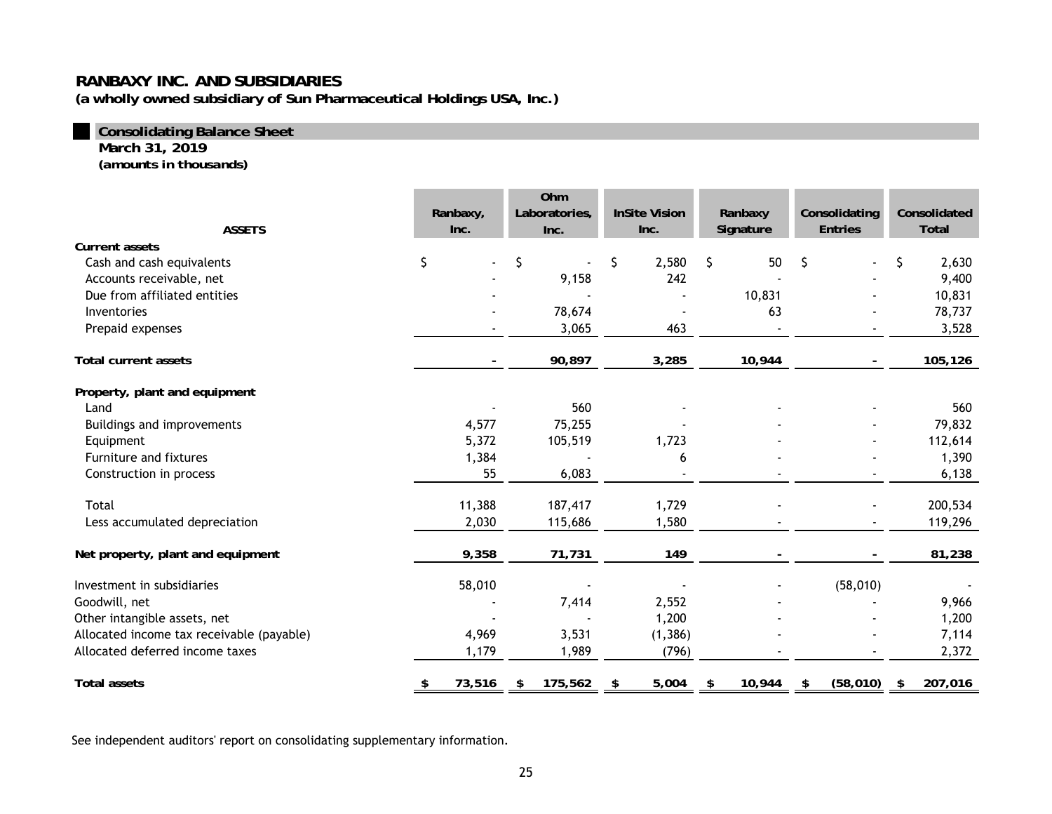# RANBAXY INC. AND SUBSIDIARIES

**(a wholly owned subsidiary of Sun Pharmaceutical Holdings USA, Inc.)**

## Consolidating Balance Sheet

**March 31, 2019**

**(amounts in thousands)**

| ASSETS | Ranbaxy, Inc. | Ohm Laboratories, Inc. | InSite Vision Inc. | Ranbaxy Signature | Consolidating Entries | Consolidated Total |
|---|---|---|---|---|---|---|
| **Current assets** | | | | | | |
| Cash and cash equivalents | $ - | $ - | $ 2,580 | $ 50 | $ - | $ 2,630 |
| Accounts receivable, net | - | 9,158 | 242 | - | - | 9,400 |
| Due from affiliated entities | - | - | - | 10,831 | - | 10,831 |
| Inventories | - | 78,674 | - | 63 | - | 78,737 |
| Prepaid expenses | - | 3,065 | 463 | - | - | 3,528 |
| **Total current assets** | **-** | **90,897** | **3,285** | **10,944** | **-** | **105,126** |
| **Property, plant and equipment** | | | | | | |
| Land | - | 560 | - | - | - | 560 |
| Buildings and improvements | 4,577 | 75,255 | - | - | - | 79,832 |
| Equipment | 5,372 | 105,519 | 1,723 | - | - | 112,614 |
| Furniture and fixtures | 1,384 | - | 6 | - | - | 1,390 |
| Construction in process | 55 | 6,083 | - | - | - | 6,138 |
| Total | 11,388 | 187,417 | 1,729 | - | - | 200,534 |
| Less accumulated depreciation | 2,030 | 115,686 | 1,580 | - | - | 119,296 |
| **Net property, plant and equipment** | **9,358** | **71,731** | **149** | **-** | **-** | **81,238** |
| Investment in subsidiaries | 58,010 | - | - | - | (58,010) | - |
| Goodwill, net | - | 7,414 | 2,552 | - | - | 9,966 |
| Other intangible assets, net | - | - | 1,200 | - | - | 1,200 |
| Allocated income tax receivable (payable) | 4,969 | 3,531 | (1,386) | - | - | 7,114 |
| Allocated deferred income taxes | 1,179 | 1,989 | (796) | - | - | 2,372 |
| **Total assets** | **$ 73,516** | **$ 175,562** | **$ 5,004** | **$ 10,944** | **$ (58,010)** | **$ 207,016** |

See independent auditors' report on consolidating supplementary information.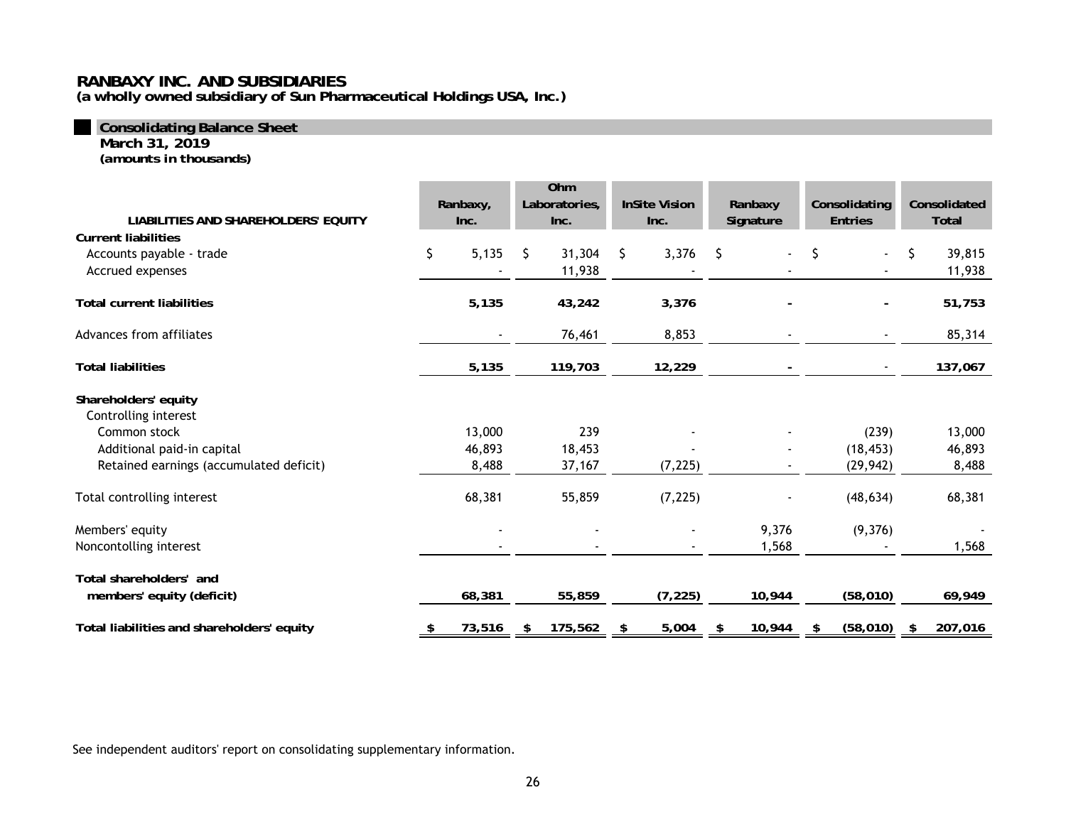# RANBAXY INC. AND SUBSIDIARIES

**(a wholly owned subsidiary of Sun Pharmaceutical Holdings USA, Inc.)**

## Consolidating Balance Sheet

**March 31, 2019**

***(amounts in thousands)***

| LIABILITIES AND SHAREHOLDERS' EQUITY | Ranbaxy, Inc. | Ohm Laboratories, Inc. | InSite Vision Inc. | Ranbaxy Signature | Consolidating Entries | Consolidated Total |
|---|---|---|---|---|---|---|
| **Current liabilities** | | | | | | |
| Accounts payable - trade | $ 5,135 | $ 31,304 | $ 3,376 | $ - | $ - | $ 39,815 |
| Accrued expenses | - | 11,938 | - | - | - | 11,938 |
| **Total current liabilities** | **5,135** | **43,242** | **3,376** | **-** | **-** | **51,753** |
| Advances from affiliates | - | 76,461 | 8,853 | - | - | 85,314 |
| **Total liabilities** | **5,135** | **119,703** | **12,229** | **-** | - | **137,067** |
| **Shareholders' equity** | | | | | | |
| Controlling interest | | | | | | |
| Common stock | 13,000 | 239 | - | - | (239) | 13,000 |
| Additional paid-in capital | 46,893 | 18,453 | - | - | (18,453) | 46,893 |
| Retained earnings (accumulated deficit) | 8,488 | 37,167 | (7,225) | - | (29,942) | 8,488 |
| Total controlling interest | 68,381 | 55,859 | (7,225) | - | (48,634) | 68,381 |
| Members' equity | - | - | - | 9,376 | (9,376) | - |
| Noncontolling interest | - | - | - | 1,568 | - | 1,568 |
| **Total shareholders' and members' equity (deficit)** | **68,381** | **55,859** | **(7,225)** | **10,944** | **(58,010)** | **69,949** |
| **Total liabilities and shareholders' equity** | **$ 73,516** | **$ 175,562** | **$ 5,004** | **$ 10,944** | **$ (58,010)** | **$ 207,016** |

See independent auditors' report on consolidating supplementary information.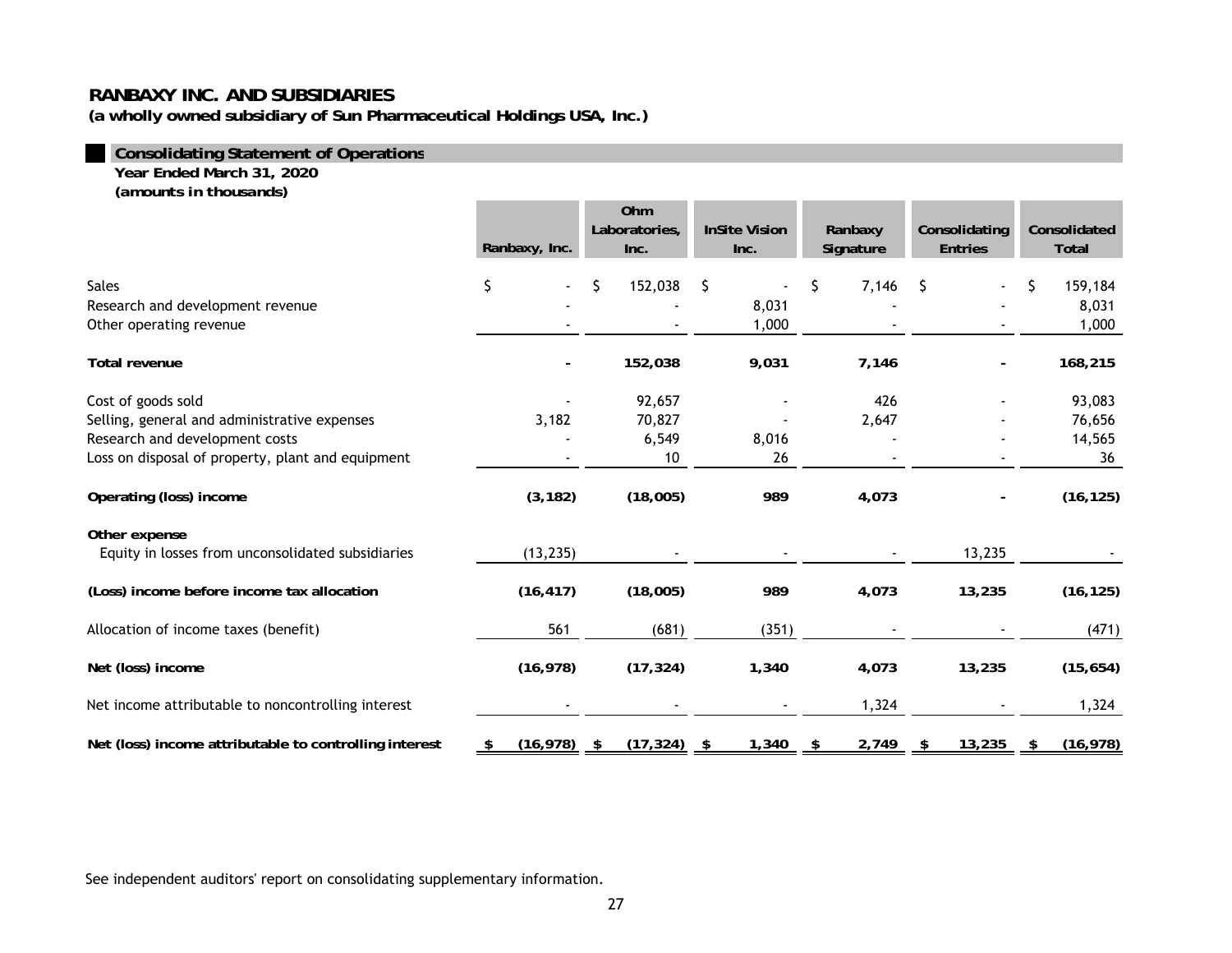# RANBAXY INC. AND SUBSIDIARIES

**(a wholly owned subsidiary of Sun Pharmaceutical Holdings USA, Inc.)**

## Consolidating Statement of Operations

**Year Ended March 31, 2020**
**(amounts in thousands)**

| | Ranbaxy, Inc. | Ohm Laboratories, Inc. | InSite Vision Inc. | Ranbaxy Signature | Consolidating Entries | Consolidated Total |
|---|---|---|---|---|---|---|
| Sales | $ - | $ 152,038 | $ - | $ 7,146 | $ - | $ 159,184 |
| Research and development revenue | - | - | 8,031 | - | - | 8,031 |
| Other operating revenue | - | - | 1,000 | - | - | 1,000 |
| **Total revenue** | **-** | **152,038** | **9,031** | **7,146** | **-** | **168,215** |
| Cost of goods sold | - | 92,657 | - | 426 | - | 93,083 |
| Selling, general and administrative expenses | 3,182 | 70,827 | - | 2,647 | - | 76,656 |
| Research and development costs | - | 6,549 | 8,016 | - | - | 14,565 |
| Loss on disposal of property, plant and equipment | - | 10 | 26 | - | - | 36 |
| **Operating (loss) income** | **(3,182)** | **(18,005)** | **989** | **4,073** | **-** | **(16,125)** |
| **Other expense** | | | | | | |
| Equity in losses from unconsolidated subsidiaries | (13,235) | - | - | - | 13,235 | - |
| **(Loss) income before income tax allocation** | **(16,417)** | **(18,005)** | **989** | **4,073** | **13,235** | **(16,125)** |
| Allocation of income taxes (benefit) | 561 | (681) | (351) | - | - | (471) |
| **Net (loss) income** | **(16,978)** | **(17,324)** | **1,340** | **4,073** | **13,235** | **(15,654)** |
| Net income attributable to noncontrolling interest | - | - | - | 1,324 | - | 1,324 |
| **Net (loss) income attributable to controlling interest** | **$ (16,978)** | **$ (17,324)** | **$ 1,340** | **$ 2,749** | **$ 13,235** | **$ (16,978)** |

See independent auditors' report on consolidating supplementary information.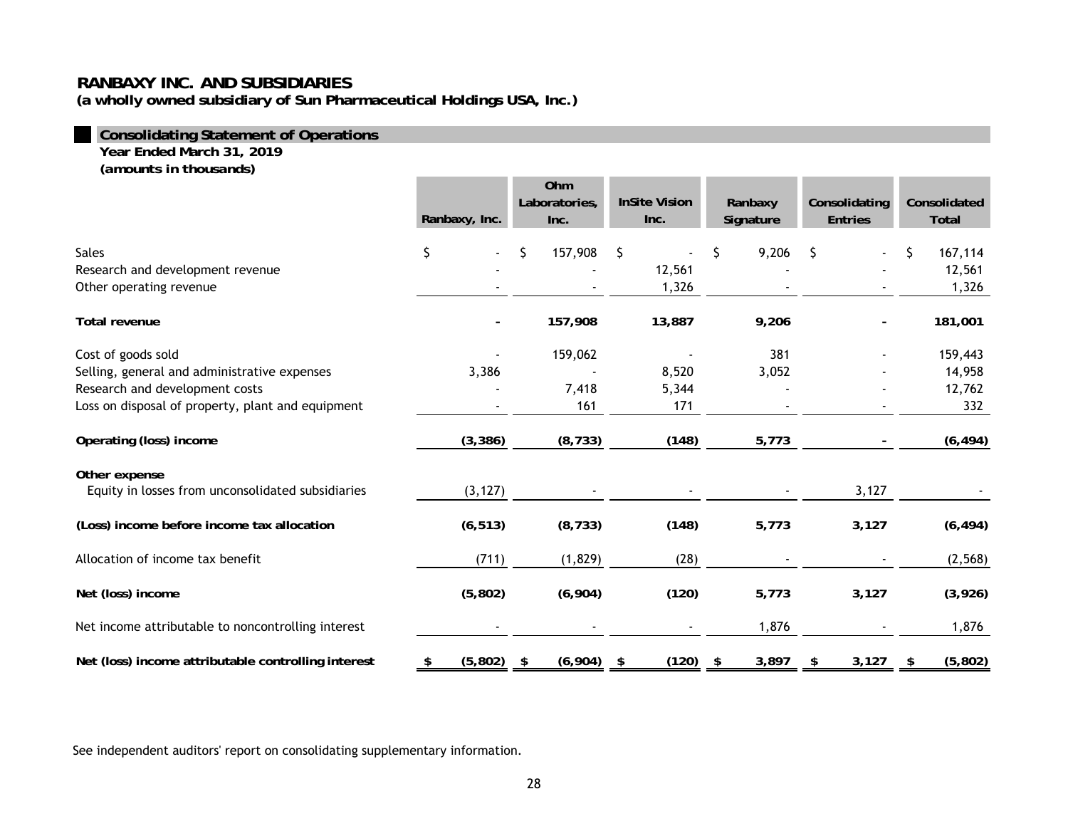# RANBAXY INC. AND SUBSIDIARIES

**(a wholly owned subsidiary of Sun Pharmaceutical Holdings USA, Inc.)**

## Consolidating Statement of Operations

**Year Ended March 31, 2019**

**(amounts in thousands)**

| | Ranbaxy, Inc. | Ohm Laboratories, Inc. | InSite Vision Inc. | Ranbaxy Signature | Consolidating Entries | Consolidated Total |
|---|---|---|---|---|---|---|
| Sales | $ - | $ 157,908 | $ - | $ 9,206 | $ - | $ 167,114 |
| Research and development revenue | - | - | 12,561 | - | - | 12,561 |
| Other operating revenue | - | - | 1,326 | - | - | 1,326 |
| **Total revenue** | **-** | **157,908** | **13,887** | **9,206** | **-** | **181,001** |
| Cost of goods sold | - | 159,062 | - | 381 | - | 159,443 |
| Selling, general and administrative expenses | 3,386 | - | 8,520 | 3,052 | - | 14,958 |
| Research and development costs | - | 7,418 | 5,344 | - | - | 12,762 |
| Loss on disposal of property, plant and equipment | - | 161 | 171 | - | - | 332 |
| **Operating (loss) income** | **(3,386)** | **(8,733)** | **(148)** | **5,773** | **-** | **(6,494)** |
| **Other expense** | | | | | | |
| Equity in losses from unconsolidated subsidiaries | (3,127) | - | - | - | 3,127 | - |
| **(Loss) income before income tax allocation** | **(6,513)** | **(8,733)** | **(148)** | **5,773** | **3,127** | **(6,494)** |
| Allocation of income tax benefit | (711) | (1,829) | (28) | - | - | (2,568) |
| **Net (loss) income** | **(5,802)** | **(6,904)** | **(120)** | **5,773** | **3,127** | **(3,926)** |
| Net income attributable to noncontrolling interest | - | - | - | 1,876 | - | 1,876 |
| **Net (loss) income attributable controlling interest** | **$ (5,802)** | **$ (6,904)** | **$ (120)** | **$ 3,897** | **$ 3,127** | **$ (5,802)** |

See independent auditors' report on consolidating supplementary information.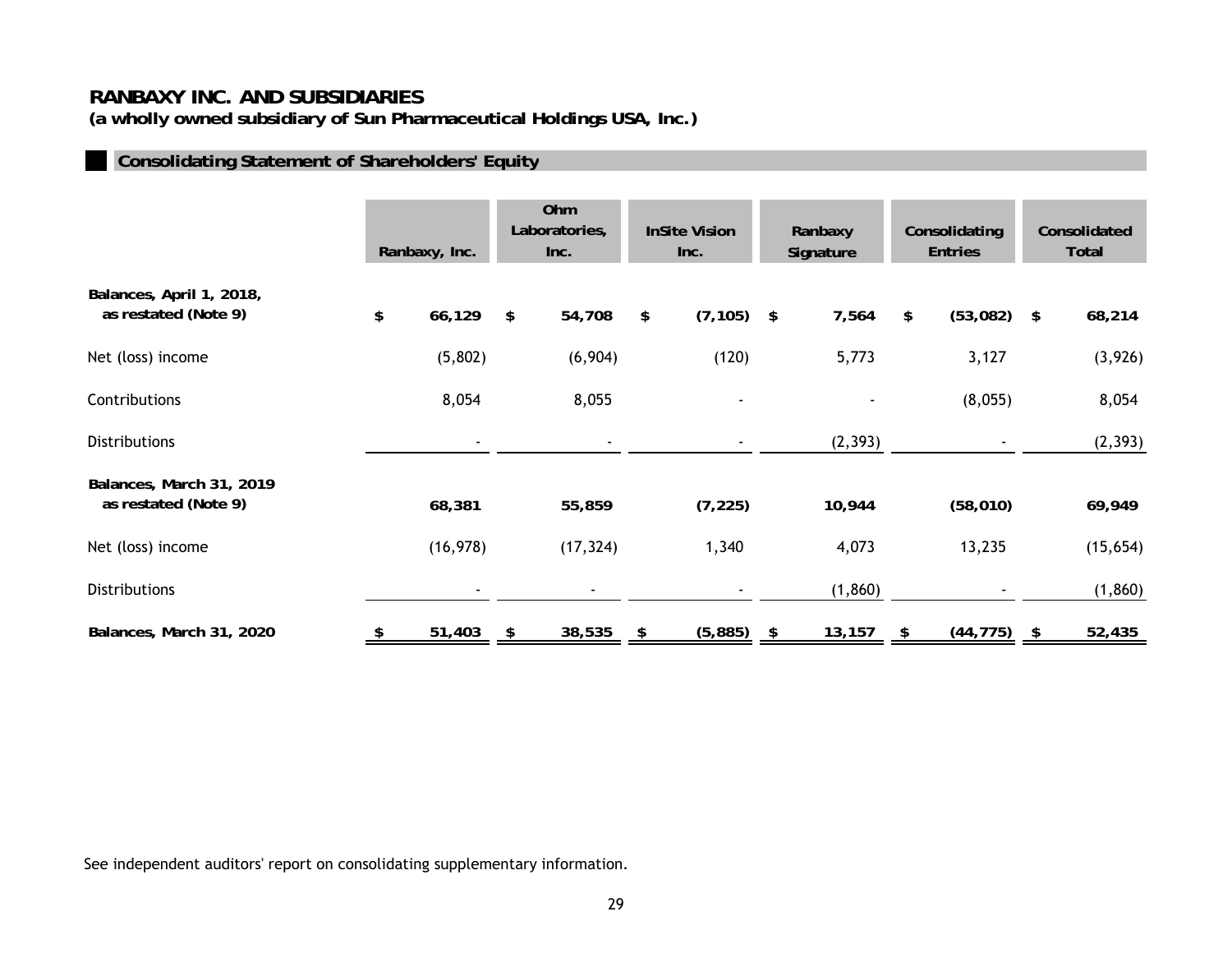# RANBAXY INC. AND SUBSIDIARIES

**(a wholly owned subsidiary of Sun Pharmaceutical Holdings USA, Inc.)**

## Consolidating Statement of Shareholders' Equity

| | Ranbaxy, Inc. | Ohm Laboratories, Inc. | InSite Vision Inc. | Ranbaxy Signature | Consolidating Entries | Consolidated Total |
|---|---|---|---|---|---|---|
| **Balances, April 1, 2018, as restated (Note 9)** | **$ 66,129** | **$ 54,708** | **$ (7,105)** | **$ 7,564** | **$ (53,082)** | **$ 68,214** |
| Net (loss) income | (5,802) | (6,904) | (120) | 5,773 | 3,127 | (3,926) |
| Contributions | 8,054 | 8,055 | - | - | (8,055) | 8,054 |
| Distributions | - | - | - | (2,393) | - | (2,393) |
| **Balances, March 31, 2019 as restated (Note 9)** | **68,381** | **55,859** | **(7,225)** | **10,944** | **(58,010)** | **69,949** |
| Net (loss) income | (16,978) | (17,324) | 1,340 | 4,073 | 13,235 | (15,654) |
| Distributions | - | - | - | (1,860) | - | (1,860) |
| **Balances, March 31, 2020** | **$ 51,403** | **$ 38,535** | **$ (5,885)** | **$ 13,157** | **$ (44,775)** | **$ 52,435** |

See independent auditors' report on consolidating supplementary information.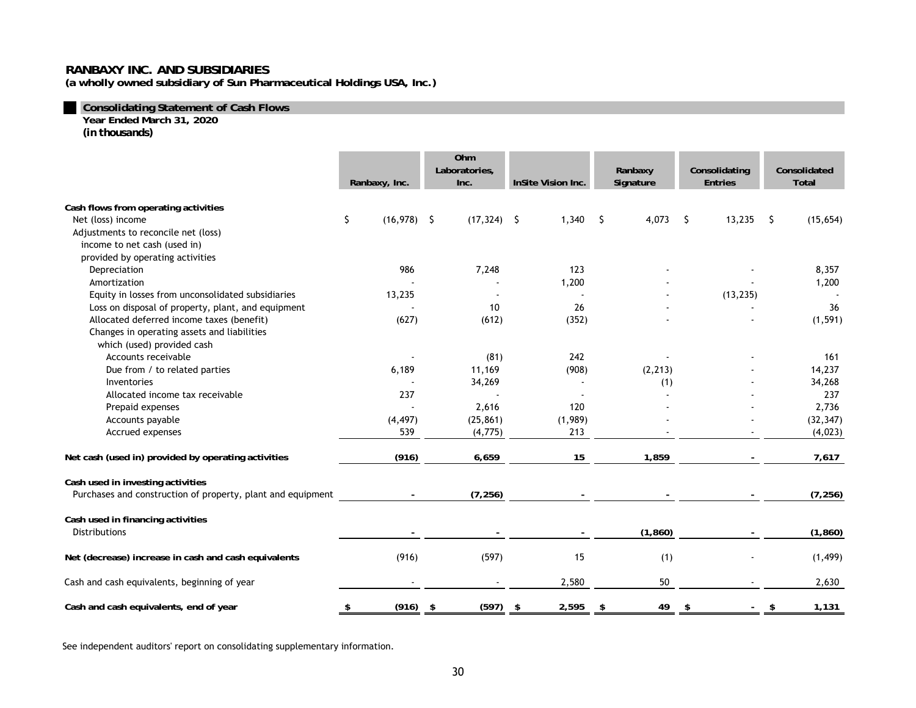# RANBAXY INC. AND SUBSIDIARIES

**(a wholly owned subsidiary of Sun Pharmaceutical Holdings USA, Inc.)**

## Consolidating Statement of Cash Flows

**Year Ended March 31, 2020**

***(in thousands)***

| | Ranbaxy, Inc. | Ohm Laboratories, Inc. | InSite Vision Inc. | Ranbaxy Signature | Consolidating Entries | Consolidated Total |
|---|---|---|---|---|---|---|
| **Cash flows from operating activities** | | | | | | |
| Net (loss) income | $ (16,978) | $ (17,324) | $ 1,340 | $ 4,073 | $ 13,235 | $ (15,654) |
| Adjustments to reconcile net (loss) income to net cash (used in) provided by operating activities | | | | | | |
| Depreciation | 986 | 7,248 | 123 | - | - | 8,357 |
| Amortization | - | - | 1,200 | - | - | 1,200 |
| Equity in losses from unconsolidated subsidiaries | 13,235 | - | - | - | (13,235) | - |
| Loss on disposal of property, plant, and equipment | - | 10 | 26 | - | - | 36 |
| Allocated deferred income taxes (benefit) | (627) | (612) | (352) | - | - | (1,591) |
| Changes in operating assets and liabilities which (used) provided cash | | | | | | |
| Accounts receivable | - | (81) | 242 | - | - | 161 |
| Due from / to related parties | 6,189 | 11,169 | (908) | (2,213) | - | 14,237 |
| Inventories | - | 34,269 | - | (1) | - | 34,268 |
| Allocated income tax receivable | 237 | - | - | - | - | 237 |
| Prepaid expenses | - | 2,616 | 120 | - | - | 2,736 |
| Accounts payable | (4,497) | (25,861) | (1,989) | - | - | (32,347) |
| Accrued expenses | 539 | (4,775) | 213 | - | - | (4,023) |
| **Net cash (used in) provided by operating activities** | **(916)** | **6,659** | **15** | **1,859** | **-** | **7,617** |
| **Cash used in investing activities** | | | | | | |
| Purchases and construction of property, plant and equipment | **-** | **(7,256)** | **-** | **-** | **-** | **(7,256)** |
| **Cash used in financing activities** | | | | | | |
| Distributions | **-** | **-** | **-** | **(1,860)** | **-** | **(1,860)** |
| **Net (decrease) increase in cash and cash equivalents** | (916) | (597) | 15 | (1) | - | (1,499) |
| Cash and cash equivalents, beginning of year | - | - | 2,580 | 50 | - | 2,630 |
| **Cash and cash equivalents, end of year** | **$ (916)** | **$ (597)** | **$ 2,595** | **$ 49** | **$ -** | **$ 1,131** |

See independent auditors' report on consolidating supplementary information.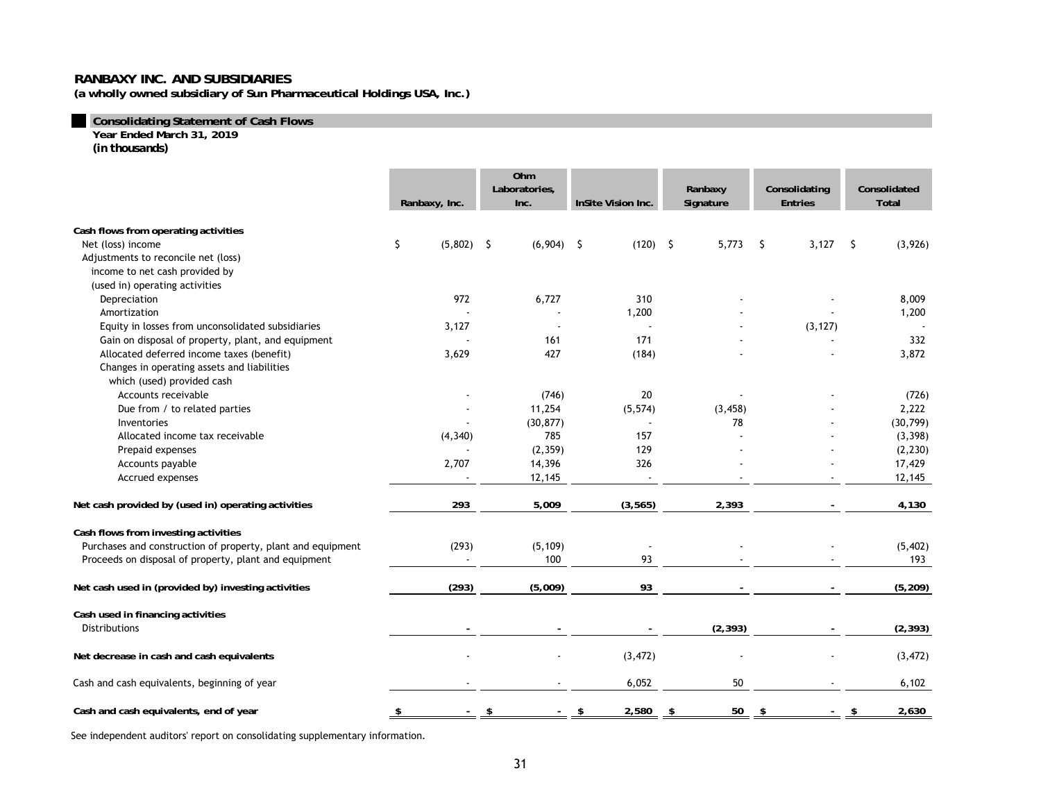**RANBAXY INC. AND SUBSIDIARIES**
**(a wholly owned subsidiary of Sun Pharmaceutical Holdings USA, Inc.)**

**Consolidating Statement of Cash Flows**
**Year Ended March 31, 2019**
**(in thousands)**

| | Ranbaxy, Inc. | Ohm Laboratories, Inc. | InSite Vision Inc. | Ranbaxy Signature | Consolidating Entries | Consolidated Total |
|---|---|---|---|---|---|---|
| **Cash flows from operating activities** | | | | | | |
| Net (loss) income | $ (5,802) | $ (6,904) | $ (120) | $ 5,773 | $ 3,127 | $ (3,926) |
| Adjustments to reconcile net (loss) income to net cash provided by (used in) operating activities | | | | | | |
| Depreciation | 972 | 6,727 | 310 | - | - | 8,009 |
| Amortization | - | - | 1,200 | - | - | 1,200 |
| Equity in losses from unconsolidated subsidiaries | 3,127 | - | - | - | (3,127) | - |
| Gain on disposal of property, plant, and equipment | - | 161 | 171 | - | - | 332 |
| Allocated deferred income taxes (benefit) | 3,629 | 427 | (184) | - | - | 3,872 |
| Changes in operating assets and liabilities which (used) provided cash | | | | | | |
| Accounts receivable | - | (746) | 20 | - | - | (726) |
| Due from / to related parties | - | 11,254 | (5,574) | (3,458) | - | 2,222 |
| Inventories | - | (30,877) | - | 78 | - | (30,799) |
| Allocated income tax receivable | (4,340) | 785 | 157 | - | - | (3,398) |
| Prepaid expenses | - | (2,359) | 129 | - | - | (2,230) |
| Accounts payable | 2,707 | 14,396 | 326 | - | - | 17,429 |
| Accrued expenses | - | 12,145 | - | - | - | 12,145 |
| **Net cash provided by (used in) operating activities** | **293** | **5,009** | **(3,565)** | **2,393** | **-** | **4,130** |
| **Cash flows from investing activities** | | | | | | |
| Purchases and construction of property, plant and equipment | (293) | (5,109) | - | - | - | (5,402) |
| Proceeds on disposal of property, plant and equipment | - | 100 | 93 | - | - | 193 |
| **Net cash used in (provided by) investing activities** | **(293)** | **(5,009)** | **93** | **-** | **-** | **(5,209)** |
| **Cash used in financing activities** | | | | | | |
| Distributions | - | - | - | (2,393) | - | (2,393) |
| **Net decrease in cash and cash equivalents** | - | - | (3,472) | - | - | (3,472) |
| Cash and cash equivalents, beginning of year | - | - | 6,052 | 50 | - | 6,102 |
| **Cash and cash equivalents, end of year** | **$ -** | **$ -** | **$ 2,580** | **$ 50** | **$ -** | **$ 2,630** |

See independent auditors' report on consolidating supplementary information.